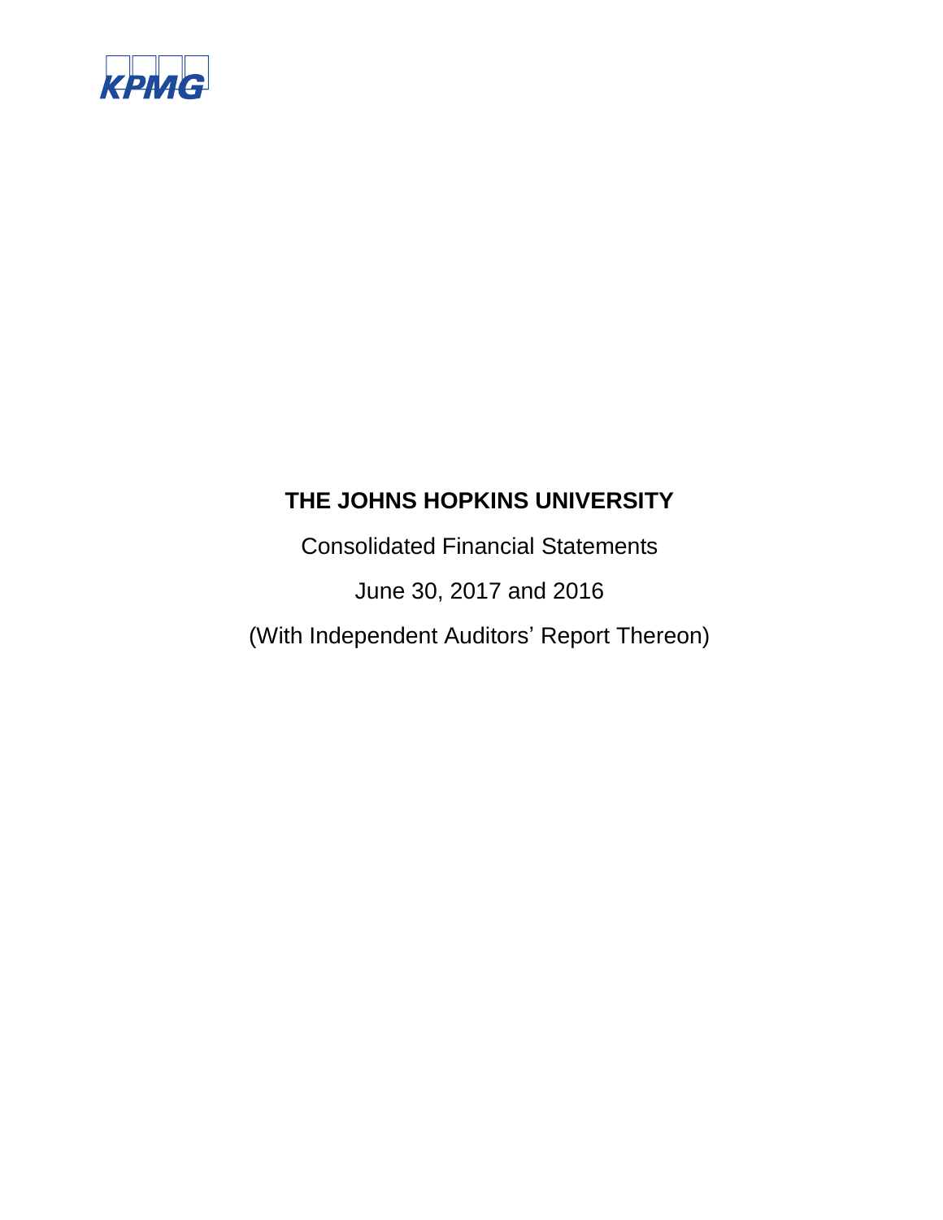KPMG

# THE JOHNS HOPKINS UNIVERSITY

Consolidated Financial Statements

June 30, 2017 and 2016

(With Independent Auditors' Report Thereon)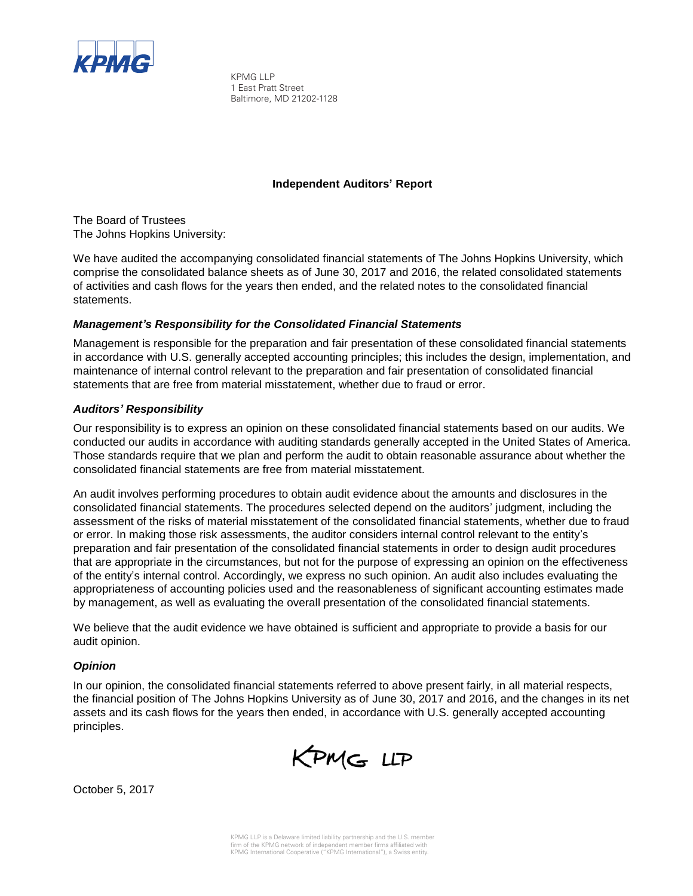KPMG LLP
1 East Pratt Street
Baltimore, MD 21202-1128

## Independent Auditors' Report

The Board of Trustees
The Johns Hopkins University:

We have audited the accompanying consolidated financial statements of The Johns Hopkins University, which comprise the consolidated balance sheets as of June 30, 2017 and 2016, the related consolidated statements of activities and cash flows for the years then ended, and the related notes to the consolidated financial statements.

### *Management's Responsibility for the Consolidated Financial Statements*

Management is responsible for the preparation and fair presentation of these consolidated financial statements in accordance with U.S. generally accepted accounting principles; this includes the design, implementation, and maintenance of internal control relevant to the preparation and fair presentation of consolidated financial statements that are free from material misstatement, whether due to fraud or error.

### *Auditors' Responsibility*

Our responsibility is to express an opinion on these consolidated financial statements based on our audits. We conducted our audits in accordance with auditing standards generally accepted in the United States of America. Those standards require that we plan and perform the audit to obtain reasonable assurance about whether the consolidated financial statements are free from material misstatement.

An audit involves performing procedures to obtain audit evidence about the amounts and disclosures in the consolidated financial statements. The procedures selected depend on the auditors' judgment, including the assessment of the risks of material misstatement of the consolidated financial statements, whether due to fraud or error. In making those risk assessments, the auditor considers internal control relevant to the entity's preparation and fair presentation of the consolidated financial statements in order to design audit procedures that are appropriate in the circumstances, but not for the purpose of expressing an opinion on the effectiveness of the entity's internal control. Accordingly, we express no such opinion. An audit also includes evaluating the appropriateness of accounting policies used and the reasonableness of significant accounting estimates made by management, as well as evaluating the overall presentation of the consolidated financial statements.

We believe that the audit evidence we have obtained is sufficient and appropriate to provide a basis for our audit opinion.

### *Opinion*

In our opinion, the consolidated financial statements referred to above present fairly, in all material respects, the financial position of The Johns Hopkins University as of June 30, 2017 and 2016, and the changes in its net assets and its cash flows for the years then ended, in accordance with U.S. generally accepted accounting principles.

KPMG LLP

October 5, 2017

KPMG LLP is a Delaware limited liability partnership and the U.S. member firm of the KPMG network of independent member firms affiliated with KPMG International Cooperative ("KPMG International"), a Swiss entity.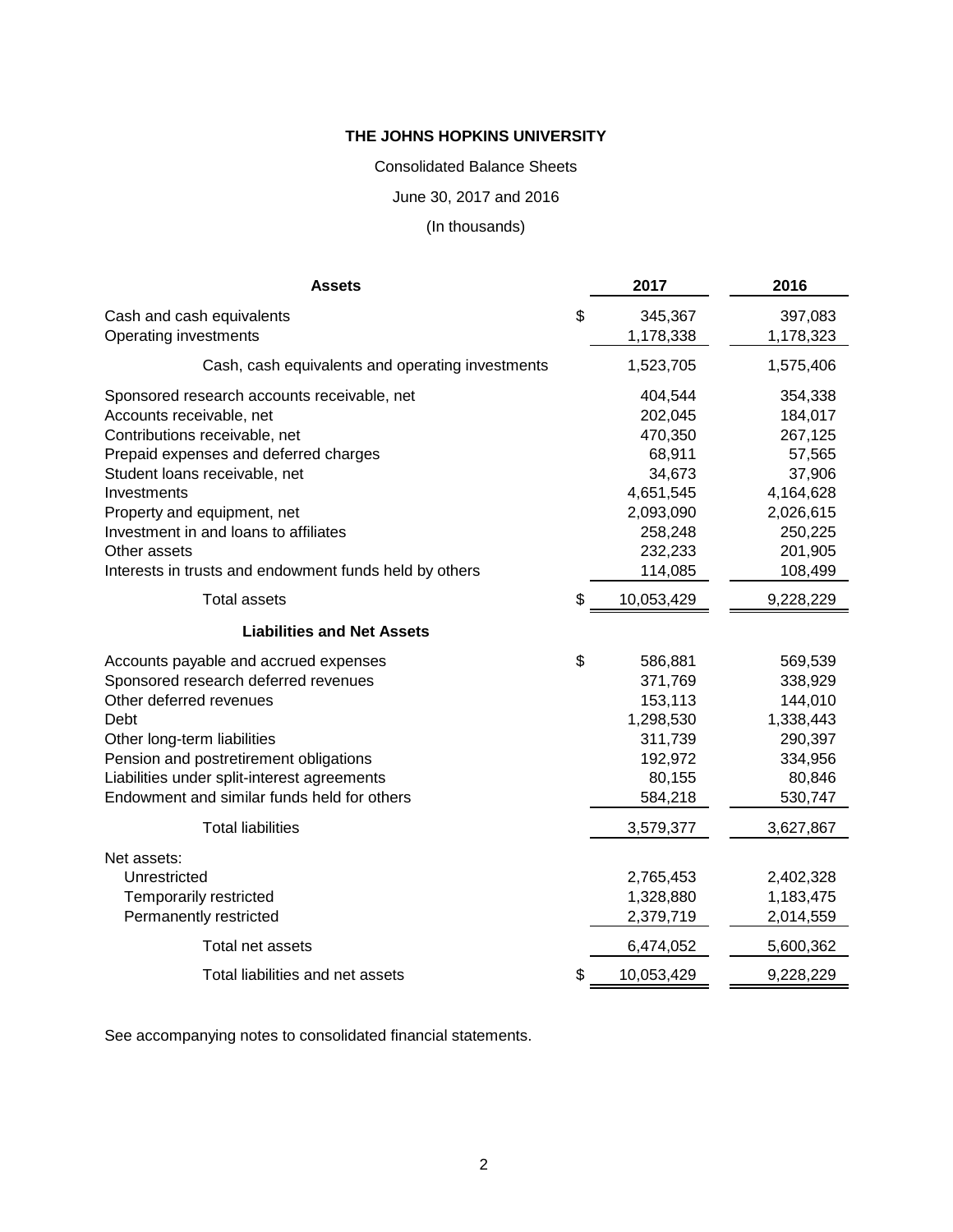# THE JOHNS HOPKINS UNIVERSITY

Consolidated Balance Sheets

June 30, 2017 and 2016

(In thousands)

| Assets | 2017 | 2016 |
|---|---|---|
| Cash and cash equivalents | $ 345,367 | 397,083 |
| Operating investments | 1,178,338 | 1,178,323 |
| Cash, cash equivalents and operating investments | 1,523,705 | 1,575,406 |
| Sponsored research accounts receivable, net | 404,544 | 354,338 |
| Accounts receivable, net | 202,045 | 184,017 |
| Contributions receivable, net | 470,350 | 267,125 |
| Prepaid expenses and deferred charges | 68,911 | 57,565 |
| Student loans receivable, net | 34,673 | 37,906 |
| Investments | 4,651,545 | 4,164,628 |
| Property and equipment, net | 2,093,090 | 2,026,615 |
| Investment in and loans to affiliates | 258,248 | 250,225 |
| Other assets | 232,233 | 201,905 |
| Interests in trusts and endowment funds held by others | 114,085 | 108,499 |
| Total assets | $ 10,053,429 | 9,228,229 |
| **Liabilities and Net Assets** | | |
| Accounts payable and accrued expenses | $ 586,881 | 569,539 |
| Sponsored research deferred revenues | 371,769 | 338,929 |
| Other deferred revenues | 153,113 | 144,010 |
| Debt | 1,298,530 | 1,338,443 |
| Other long-term liabilities | 311,739 | 290,397 |
| Pension and postretirement obligations | 192,972 | 334,956 |
| Liabilities under split-interest agreements | 80,155 | 80,846 |
| Endowment and similar funds held for others | 584,218 | 530,747 |
| Total liabilities | 3,579,377 | 3,627,867 |
| Net assets: | | |
| Unrestricted | 2,765,453 | 2,402,328 |
| Temporarily restricted | 1,328,880 | 1,183,475 |
| Permanently restricted | 2,379,719 | 2,014,559 |
| Total net assets | 6,474,052 | 5,600,362 |
| Total liabilities and net assets | $ 10,053,429 | 9,228,229 |

See accompanying notes to consolidated financial statements.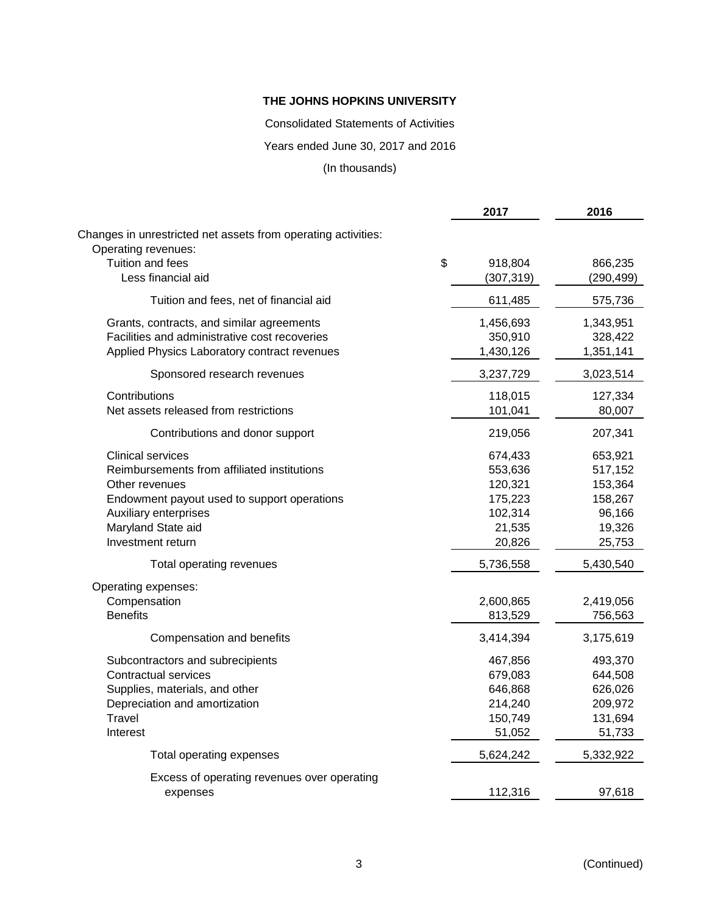**THE JOHNS HOPKINS UNIVERSITY**

Consolidated Statements of Activities

Years ended June 30, 2017 and 2016

(In thousands)

| | 2017 | 2016 |
|---|---|---|
| Changes in unrestricted net assets from operating activities: | | |
| Operating revenues: | | |
| Tuition and fees | $ 918,804 | 866,235 |
| Less financial aid | (307,319) | (290,499) |
| Tuition and fees, net of financial aid | 611,485 | 575,736 |
| Grants, contracts, and similar agreements | 1,456,693 | 1,343,951 |
| Facilities and administrative cost recoveries | 350,910 | 328,422 |
| Applied Physics Laboratory contract revenues | 1,430,126 | 1,351,141 |
| Sponsored research revenues | 3,237,729 | 3,023,514 |
| Contributions | 118,015 | 127,334 |
| Net assets released from restrictions | 101,041 | 80,007 |
| Contributions and donor support | 219,056 | 207,341 |
| Clinical services | 674,433 | 653,921 |
| Reimbursements from affiliated institutions | 553,636 | 517,152 |
| Other revenues | 120,321 | 153,364 |
| Endowment payout used to support operations | 175,223 | 158,267 |
| Auxiliary enterprises | 102,314 | 96,166 |
| Maryland State aid | 21,535 | 19,326 |
| Investment return | 20,826 | 25,753 |
| Total operating revenues | 5,736,558 | 5,430,540 |
| Operating expenses: | | |
| Compensation | 2,600,865 | 2,419,056 |
| Benefits | 813,529 | 756,563 |
| Compensation and benefits | 3,414,394 | 3,175,619 |
| Subcontractors and subrecipients | 467,856 | 493,370 |
| Contractual services | 679,083 | 644,508 |
| Supplies, materials, and other | 646,868 | 626,026 |
| Depreciation and amortization | 214,240 | 209,972 |
| Travel | 150,749 | 131,694 |
| Interest | 51,052 | 51,733 |
| Total operating expenses | 5,624,242 | 5,332,922 |
| Excess of operating revenues over operating expenses | 112,316 | 97,618 |

(Continued)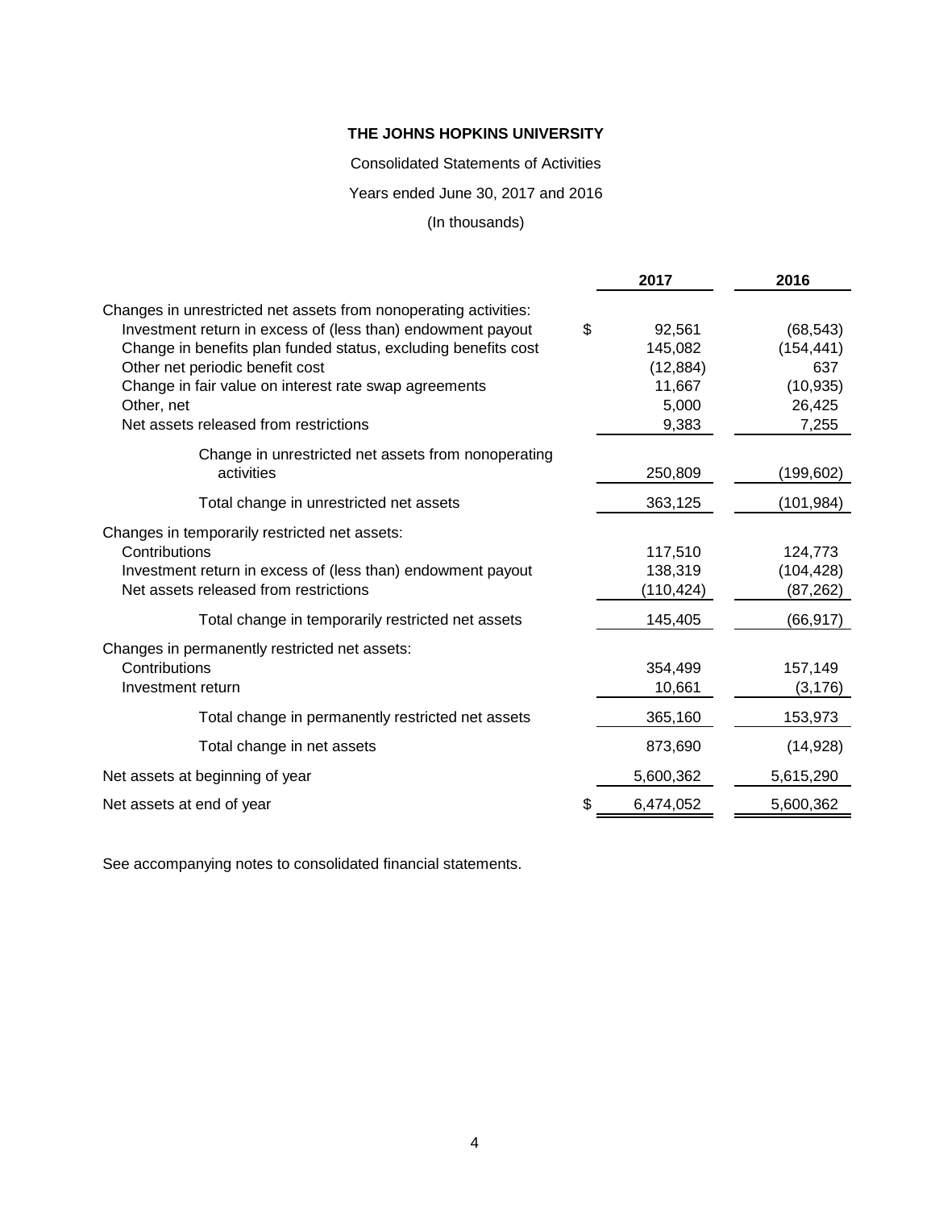**THE JOHNS HOPKINS UNIVERSITY**

Consolidated Statements of Activities

Years ended June 30, 2017 and 2016

(In thousands)

| | 2017 | 2016 |
|---|---|---|
| Changes in unrestricted net assets from nonoperating activities: | | |
| Investment return in excess of (less than) endowment payout | $ 92,561 | (68,543) |
| Change in benefits plan funded status, excluding benefits cost | 145,082 | (154,441) |
| Other net periodic benefit cost | (12,884) | 637 |
| Change in fair value on interest rate swap agreements | 11,667 | (10,935) |
| Other, net | 5,000 | 26,425 |
| Net assets released from restrictions | 9,383 | 7,255 |
| Change in unrestricted net assets from nonoperating activities | 250,809 | (199,602) |
| Total change in unrestricted net assets | 363,125 | (101,984) |
| Changes in temporarily restricted net assets: | | |
| Contributions | 117,510 | 124,773 |
| Investment return in excess of (less than) endowment payout | 138,319 | (104,428) |
| Net assets released from restrictions | (110,424) | (87,262) |
| Total change in temporarily restricted net assets | 145,405 | (66,917) |
| Changes in permanently restricted net assets: | | |
| Contributions | 354,499 | 157,149 |
| Investment return | 10,661 | (3,176) |
| Total change in permanently restricted net assets | 365,160 | 153,973 |
| Total change in net assets | 873,690 | (14,928) |
| Net assets at beginning of year | 5,600,362 | 5,615,290 |
| Net assets at end of year | $ 6,474,052 | 5,600,362 |

See accompanying notes to consolidated financial statements.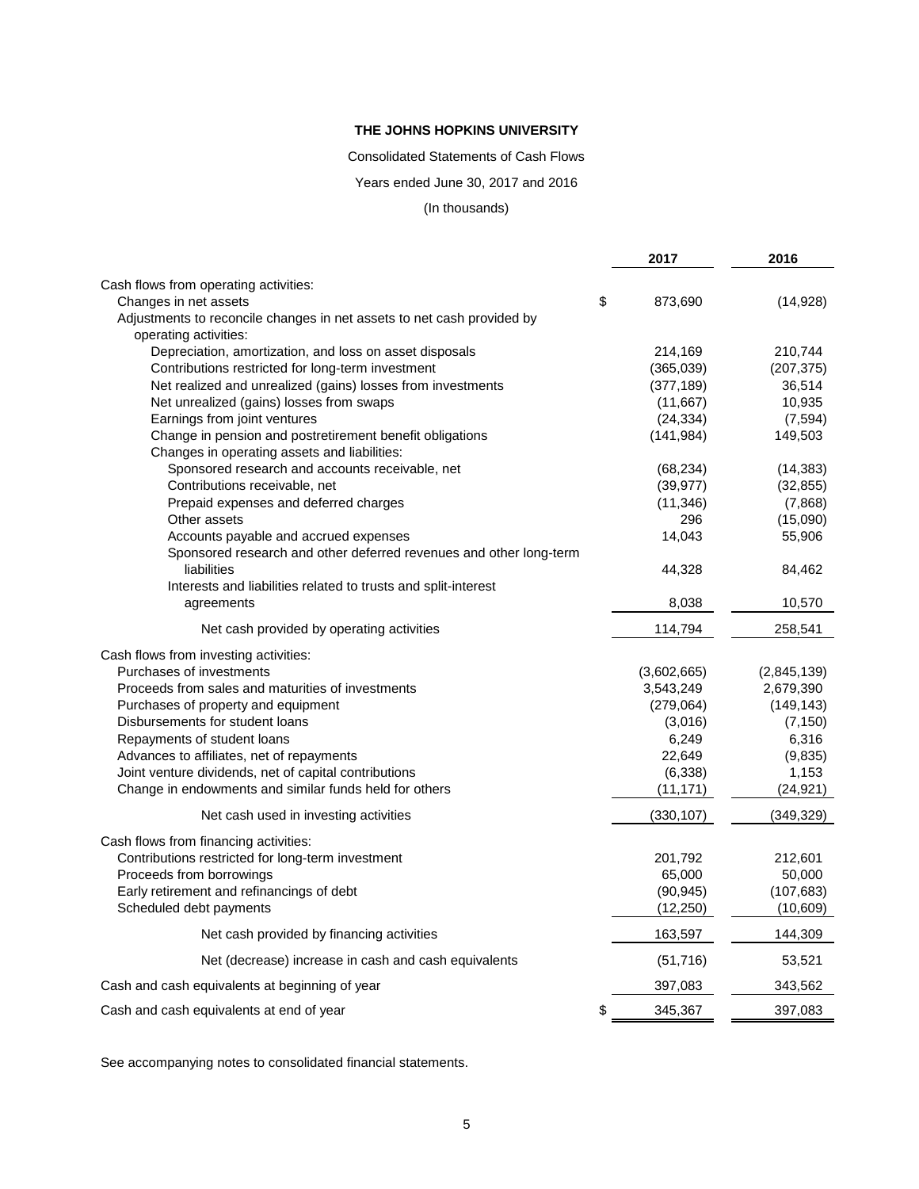**THE JOHNS HOPKINS UNIVERSITY**

Consolidated Statements of Cash Flows

Years ended June 30, 2017 and 2016

(In thousands)

| | 2017 | 2016 |
|---|---|---|
| Cash flows from operating activities: | | |
| Changes in net assets | $ 873,690 | (14,928) |
| Adjustments to reconcile changes in net assets to net cash provided by operating activities: | | |
| Depreciation, amortization, and loss on asset disposals | 214,169 | 210,744 |
| Contributions restricted for long-term investment | (365,039) | (207,375) |
| Net realized and unrealized (gains) losses from investments | (377,189) | 36,514 |
| Net unrealized (gains) losses from swaps | (11,667) | 10,935 |
| Earnings from joint ventures | (24,334) | (7,594) |
| Change in pension and postretirement benefit obligations | (141,984) | 149,503 |
| Changes in operating assets and liabilities: | | |
| Sponsored research and accounts receivable, net | (68,234) | (14,383) |
| Contributions receivable, net | (39,977) | (32,855) |
| Prepaid expenses and deferred charges | (11,346) | (7,868) |
| Other assets | 296 | (15,090) |
| Accounts payable and accrued expenses | 14,043 | 55,906 |
| Sponsored research and other deferred revenues and other long-term liabilities | 44,328 | 84,462 |
| Interests and liabilities related to trusts and split-interest agreements | 8,038 | 10,570 |
| Net cash provided by operating activities | 114,794 | 258,541 |
| Cash flows from investing activities: | | |
| Purchases of investments | (3,602,665) | (2,845,139) |
| Proceeds from sales and maturities of investments | 3,543,249 | 2,679,390 |
| Purchases of property and equipment | (279,064) | (149,143) |
| Disbursements for student loans | (3,016) | (7,150) |
| Repayments of student loans | 6,249 | 6,316 |
| Advances to affiliates, net of repayments | 22,649 | (9,835) |
| Joint venture dividends, net of capital contributions | (6,338) | 1,153 |
| Change in endowments and similar funds held for others | (11,171) | (24,921) |
| Net cash used in investing activities | (330,107) | (349,329) |
| Cash flows from financing activities: | | |
| Contributions restricted for long-term investment | 201,792 | 212,601 |
| Proceeds from borrowings | 65,000 | 50,000 |
| Early retirement and refinancings of debt | (90,945) | (107,683) |
| Scheduled debt payments | (12,250) | (10,609) |
| Net cash provided by financing activities | 163,597 | 144,309 |
| Net (decrease) increase in cash and cash equivalents | (51,716) | 53,521 |
| Cash and cash equivalents at beginning of year | 397,083 | 343,562 |
| Cash and cash equivalents at end of year | $ 345,367 | 397,083 |

See accompanying notes to consolidated financial statements.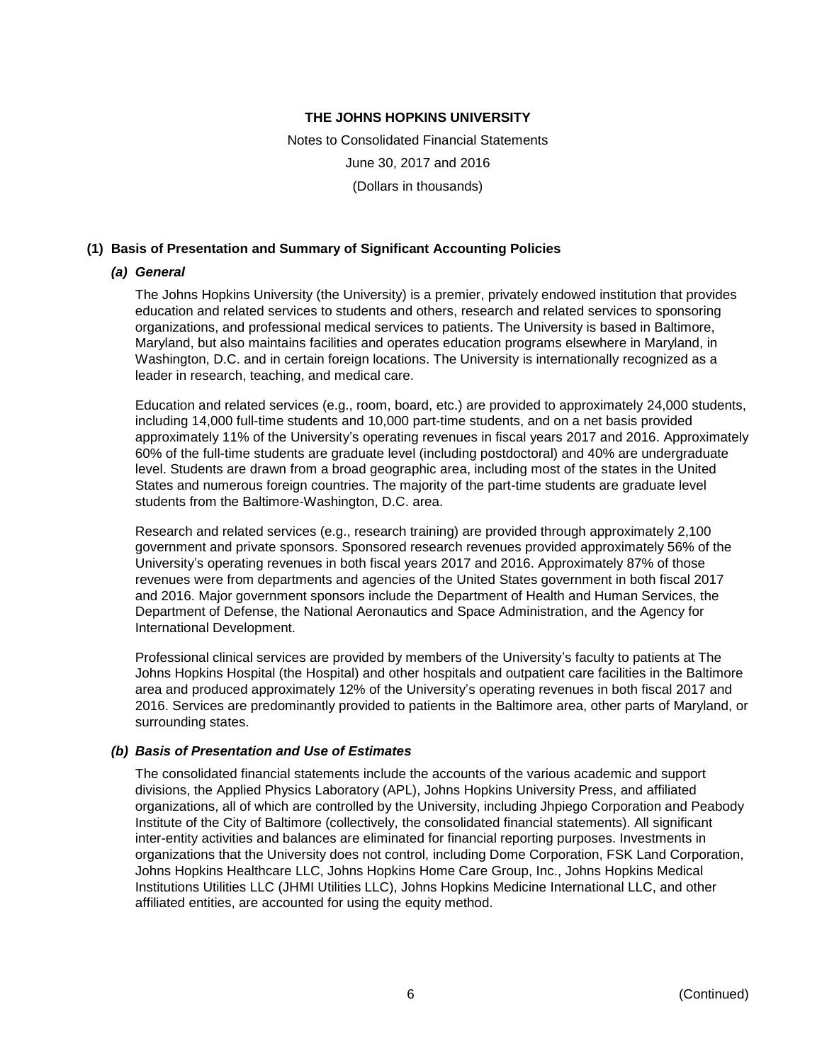# THE JOHNS HOPKINS UNIVERSITY

Notes to Consolidated Financial Statements

June 30, 2017 and 2016

(Dollars in thousands)

## (1) Basis of Presentation and Summary of Significant Accounting Policies

### *(a) General*

The Johns Hopkins University (the University) is a premier, privately endowed institution that provides education and related services to students and others, research and related services to sponsoring organizations, and professional medical services to patients. The University is based in Baltimore, Maryland, but also maintains facilities and operates education programs elsewhere in Maryland, in Washington, D.C. and in certain foreign locations. The University is internationally recognized as a leader in research, teaching, and medical care.

Education and related services (e.g., room, board, etc.) are provided to approximately 24,000 students, including 14,000 full-time students and 10,000 part-time students, and on a net basis provided approximately 11% of the University's operating revenues in fiscal years 2017 and 2016. Approximately 60% of the full-time students are graduate level (including postdoctoral) and 40% are undergraduate level. Students are drawn from a broad geographic area, including most of the states in the United States and numerous foreign countries. The majority of the part-time students are graduate level students from the Baltimore-Washington, D.C. area.

Research and related services (e.g., research training) are provided through approximately 2,100 government and private sponsors. Sponsored research revenues provided approximately 56% of the University's operating revenues in both fiscal years 2017 and 2016. Approximately 87% of those revenues were from departments and agencies of the United States government in both fiscal 2017 and 2016. Major government sponsors include the Department of Health and Human Services, the Department of Defense, the National Aeronautics and Space Administration, and the Agency for International Development.

Professional clinical services are provided by members of the University's faculty to patients at The Johns Hopkins Hospital (the Hospital) and other hospitals and outpatient care facilities in the Baltimore area and produced approximately 12% of the University's operating revenues in both fiscal 2017 and 2016. Services are predominantly provided to patients in the Baltimore area, other parts of Maryland, or surrounding states.

### *(b) Basis of Presentation and Use of Estimates*

The consolidated financial statements include the accounts of the various academic and support divisions, the Applied Physics Laboratory (APL), Johns Hopkins University Press, and affiliated organizations, all of which are controlled by the University, including Jhpiego Corporation and Peabody Institute of the City of Baltimore (collectively, the consolidated financial statements). All significant inter-entity activities and balances are eliminated for financial reporting purposes. Investments in organizations that the University does not control, including Dome Corporation, FSK Land Corporation, Johns Hopkins Healthcare LLC, Johns Hopkins Home Care Group, Inc., Johns Hopkins Medical Institutions Utilities LLC (JHMI Utilities LLC), Johns Hopkins Medicine International LLC, and other affiliated entities, are accounted for using the equity method.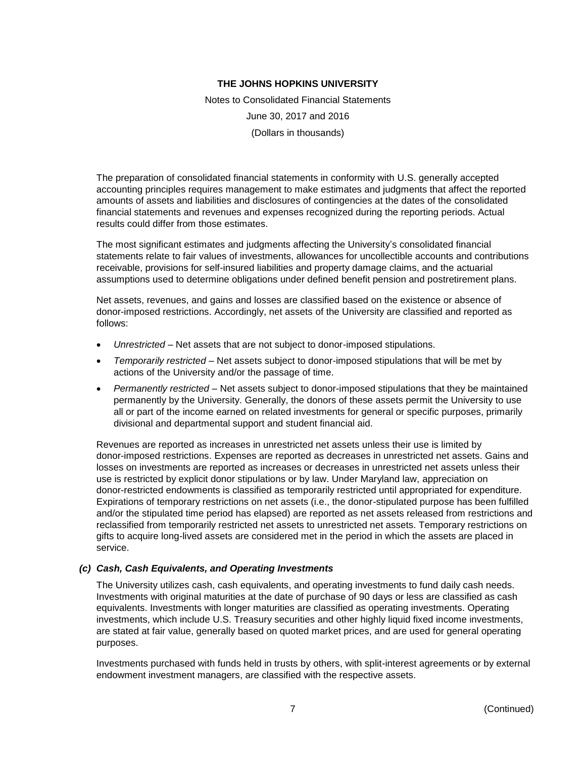The preparation of consolidated financial statements in conformity with U.S. generally accepted accounting principles requires management to make estimates and judgments that affect the reported amounts of assets and liabilities and disclosures of contingencies at the dates of the consolidated financial statements and revenues and expenses recognized during the reporting periods. Actual results could differ from those estimates.

The most significant estimates and judgments affecting the University's consolidated financial statements relate to fair values of investments, allowances for uncollectible accounts and contributions receivable, provisions for self-insured liabilities and property damage claims, and the actuarial assumptions used to determine obligations under defined benefit pension and postretirement plans.

Net assets, revenues, and gains and losses are classified based on the existence or absence of donor-imposed restrictions. Accordingly, net assets of the University are classified and reported as follows:

- *Unrestricted* – Net assets that are not subject to donor-imposed stipulations.
- *Temporarily restricted* – Net assets subject to donor-imposed stipulations that will be met by actions of the University and/or the passage of time.
- *Permanently restricted* – Net assets subject to donor-imposed stipulations that they be maintained permanently by the University. Generally, the donors of these assets permit the University to use all or part of the income earned on related investments for general or specific purposes, primarily divisional and departmental support and student financial aid.

Revenues are reported as increases in unrestricted net assets unless their use is limited by donor-imposed restrictions. Expenses are reported as decreases in unrestricted net assets. Gains and losses on investments are reported as increases or decreases in unrestricted net assets unless their use is restricted by explicit donor stipulations or by law. Under Maryland law, appreciation on donor-restricted endowments is classified as temporarily restricted until appropriated for expenditure. Expirations of temporary restrictions on net assets (i.e., the donor-stipulated purpose has been fulfilled and/or the stipulated time period has elapsed) are reported as net assets released from restrictions and reclassified from temporarily restricted net assets to unrestricted net assets. Temporary restrictions on gifts to acquire long-lived assets are considered met in the period in which the assets are placed in service.

### *(c) Cash, Cash Equivalents, and Operating Investments*

The University utilizes cash, cash equivalents, and operating investments to fund daily cash needs. Investments with original maturities at the date of purchase of 90 days or less are classified as cash equivalents. Investments with longer maturities are classified as operating investments. Operating investments, which include U.S. Treasury securities and other highly liquid fixed income investments, are stated at fair value, generally based on quoted market prices, and are used for general operating purposes.

Investments purchased with funds held in trusts by others, with split-interest agreements or by external endowment investment managers, are classified with the respective assets.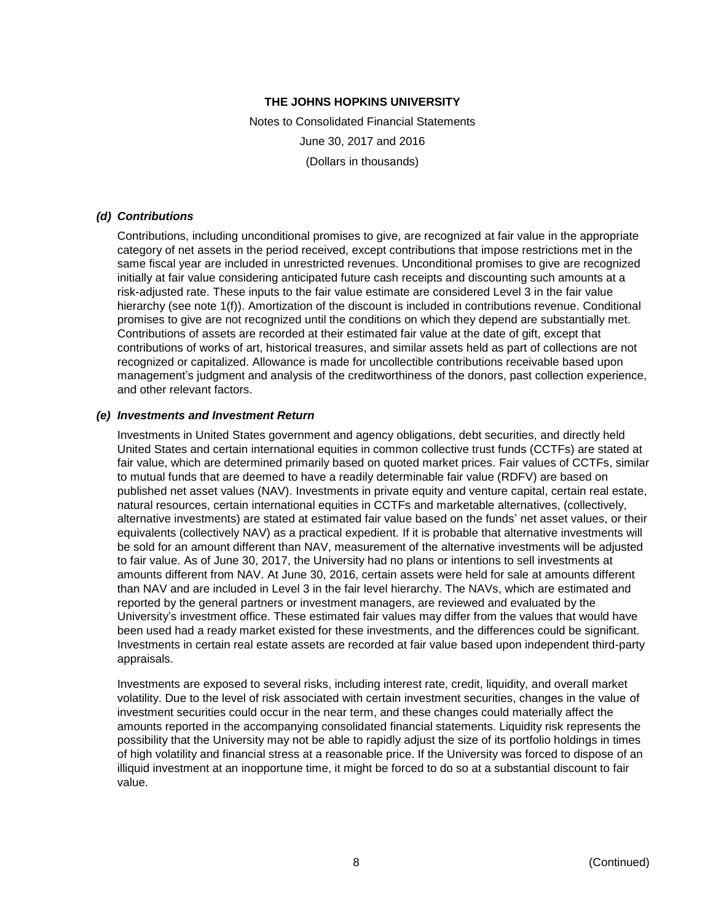#### *(d) Contributions*

Contributions, including unconditional promises to give, are recognized at fair value in the appropriate category of net assets in the period received, except contributions that impose restrictions met in the same fiscal year are included in unrestricted revenues. Unconditional promises to give are recognized initially at fair value considering anticipated future cash receipts and discounting such amounts at a risk-adjusted rate. These inputs to the fair value estimate are considered Level 3 in the fair value hierarchy (see note 1(f)). Amortization of the discount is included in contributions revenue. Conditional promises to give are not recognized until the conditions on which they depend are substantially met. Contributions of assets are recorded at their estimated fair value at the date of gift, except that contributions of works of art, historical treasures, and similar assets held as part of collections are not recognized or capitalized. Allowance is made for uncollectible contributions receivable based upon management's judgment and analysis of the creditworthiness of the donors, past collection experience, and other relevant factors.

#### *(e) Investments and Investment Return*

Investments in United States government and agency obligations, debt securities, and directly held United States and certain international equities in common collective trust funds (CCTFs) are stated at fair value, which are determined primarily based on quoted market prices. Fair values of CCTFs, similar to mutual funds that are deemed to have a readily determinable fair value (RDFV) are based on published net asset values (NAV). Investments in private equity and venture capital, certain real estate, natural resources, certain international equities in CCTFs and marketable alternatives, (collectively, alternative investments) are stated at estimated fair value based on the funds' net asset values, or their equivalents (collectively NAV) as a practical expedient. If it is probable that alternative investments will be sold for an amount different than NAV, measurement of the alternative investments will be adjusted to fair value. As of June 30, 2017, the University had no plans or intentions to sell investments at amounts different from NAV. At June 30, 2016, certain assets were held for sale at amounts different than NAV and are included in Level 3 in the fair level hierarchy. The NAVs, which are estimated and reported by the general partners or investment managers, are reviewed and evaluated by the University's investment office. These estimated fair values may differ from the values that would have been used had a ready market existed for these investments, and the differences could be significant. Investments in certain real estate assets are recorded at fair value based upon independent third-party appraisals.

Investments are exposed to several risks, including interest rate, credit, liquidity, and overall market volatility. Due to the level of risk associated with certain investment securities, changes in the value of investment securities could occur in the near term, and these changes could materially affect the amounts reported in the accompanying consolidated financial statements. Liquidity risk represents the possibility that the University may not be able to rapidly adjust the size of its portfolio holdings in times of high volatility and financial stress at a reasonable price. If the University was forced to dispose of an illiquid investment at an inopportune time, it might be forced to do so at a substantial discount to fair value.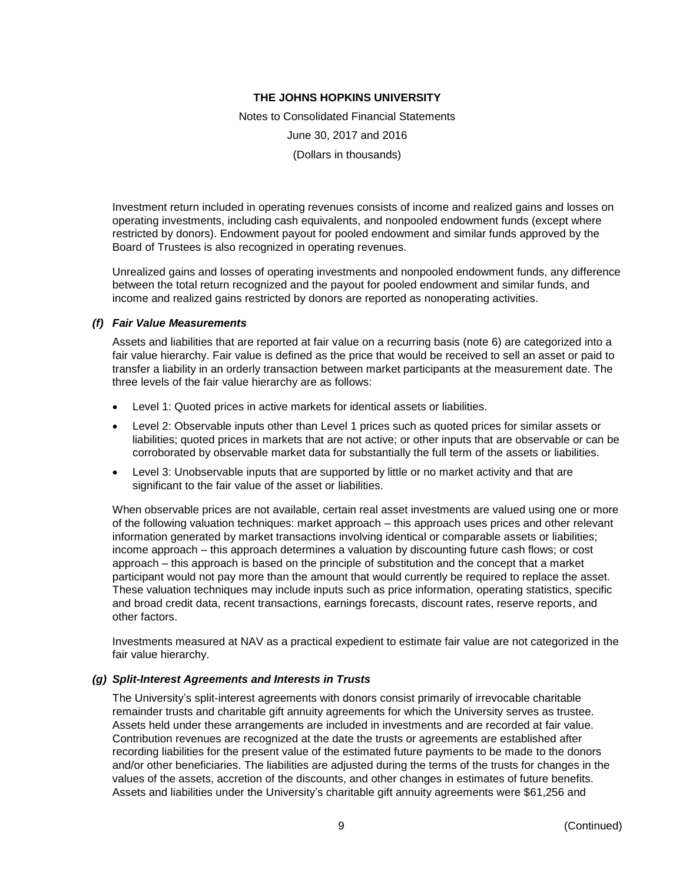Investment return included in operating revenues consists of income and realized gains and losses on operating investments, including cash equivalents, and nonpooled endowment funds (except where restricted by donors). Endowment payout for pooled endowment and similar funds approved by the Board of Trustees is also recognized in operating revenues.

Unrealized gains and losses of operating investments and nonpooled endowment funds, any difference between the total return recognized and the payout for pooled endowment and similar funds, and income and realized gains restricted by donors are reported as nonoperating activities.

### *(f) Fair Value Measurements*

Assets and liabilities that are reported at fair value on a recurring basis (note 6) are categorized into a fair value hierarchy. Fair value is defined as the price that would be received to sell an asset or paid to transfer a liability in an orderly transaction between market participants at the measurement date. The three levels of the fair value hierarchy are as follows:

- Level 1: Quoted prices in active markets for identical assets or liabilities.
- Level 2: Observable inputs other than Level 1 prices such as quoted prices for similar assets or liabilities; quoted prices in markets that are not active; or other inputs that are observable or can be corroborated by observable market data for substantially the full term of the assets or liabilities.
- Level 3: Unobservable inputs that are supported by little or no market activity and that are significant to the fair value of the asset or liabilities.

When observable prices are not available, certain real asset investments are valued using one or more of the following valuation techniques: market approach – this approach uses prices and other relevant information generated by market transactions involving identical or comparable assets or liabilities; income approach – this approach determines a valuation by discounting future cash flows; or cost approach – this approach is based on the principle of substitution and the concept that a market participant would not pay more than the amount that would currently be required to replace the asset. These valuation techniques may include inputs such as price information, operating statistics, specific and broad credit data, recent transactions, earnings forecasts, discount rates, reserve reports, and other factors.

Investments measured at NAV as a practical expedient to estimate fair value are not categorized in the fair value hierarchy.

### *(g) Split-Interest Agreements and Interests in Trusts*

The University's split-interest agreements with donors consist primarily of irrevocable charitable remainder trusts and charitable gift annuity agreements for which the University serves as trustee. Assets held under these arrangements are included in investments and are recorded at fair value. Contribution revenues are recognized at the date the trusts or agreements are established after recording liabilities for the present value of the estimated future payments to be made to the donors and/or other beneficiaries. The liabilities are adjusted during the terms of the trusts for changes in the values of the assets, accretion of the discounts, and other changes in estimates of future benefits. Assets and liabilities under the University's charitable gift annuity agreements were $61,256 and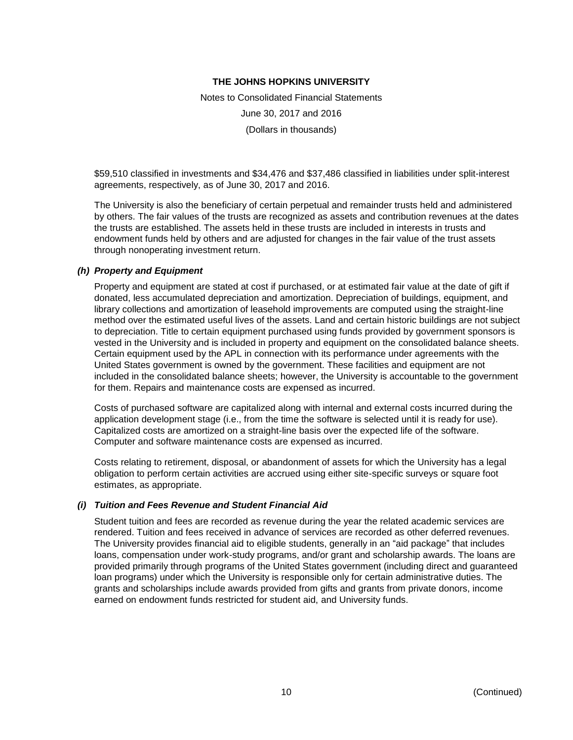$59,510 classified in investments and $34,476 and $37,486 classified in liabilities under split-interest agreements, respectively, as of June 30, 2017 and 2016.

The University is also the beneficiary of certain perpetual and remainder trusts held and administered by others. The fair values of the trusts are recognized as assets and contribution revenues at the dates the trusts are established. The assets held in these trusts are included in interests in trusts and endowment funds held by others and are adjusted for changes in the fair value of the trust assets through nonoperating investment return.

### *(h) Property and Equipment*

Property and equipment are stated at cost if purchased, or at estimated fair value at the date of gift if donated, less accumulated depreciation and amortization. Depreciation of buildings, equipment, and library collections and amortization of leasehold improvements are computed using the straight-line method over the estimated useful lives of the assets. Land and certain historic buildings are not subject to depreciation. Title to certain equipment purchased using funds provided by government sponsors is vested in the University and is included in property and equipment on the consolidated balance sheets. Certain equipment used by the APL in connection with its performance under agreements with the United States government is owned by the government. These facilities and equipment are not included in the consolidated balance sheets; however, the University is accountable to the government for them. Repairs and maintenance costs are expensed as incurred.

Costs of purchased software are capitalized along with internal and external costs incurred during the application development stage (i.e., from the time the software is selected until it is ready for use). Capitalized costs are amortized on a straight-line basis over the expected life of the software. Computer and software maintenance costs are expensed as incurred.

Costs relating to retirement, disposal, or abandonment of assets for which the University has a legal obligation to perform certain activities are accrued using either site-specific surveys or square foot estimates, as appropriate.

### *(i) Tuition and Fees Revenue and Student Financial Aid*

Student tuition and fees are recorded as revenue during the year the related academic services are rendered. Tuition and fees received in advance of services are recorded as other deferred revenues. The University provides financial aid to eligible students, generally in an "aid package" that includes loans, compensation under work-study programs, and/or grant and scholarship awards. The loans are provided primarily through programs of the United States government (including direct and guaranteed loan programs) under which the University is responsible only for certain administrative duties. The grants and scholarships include awards provided from gifts and grants from private donors, income earned on endowment funds restricted for student aid, and University funds.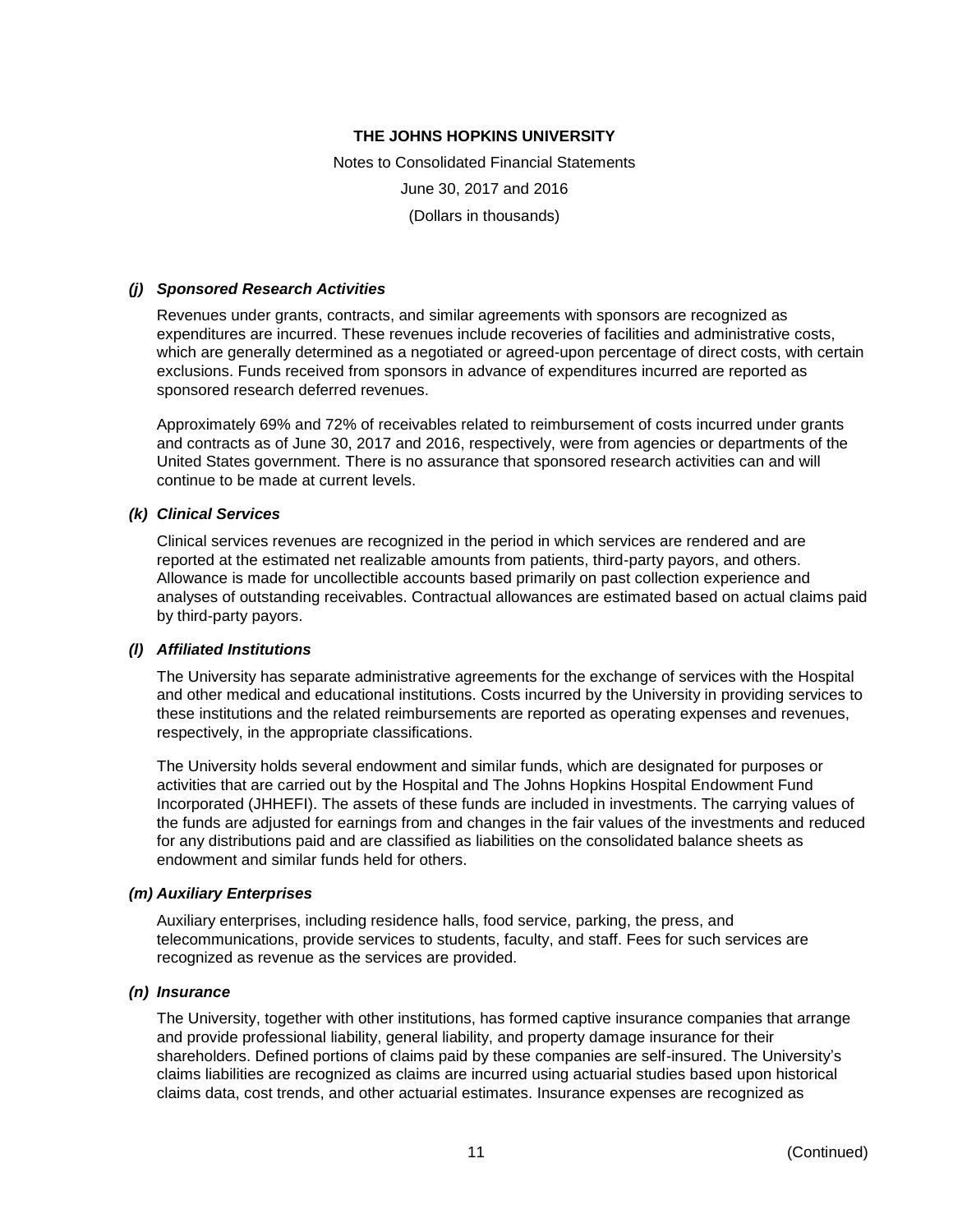#### *(j) Sponsored Research Activities*

Revenues under grants, contracts, and similar agreements with sponsors are recognized as expenditures are incurred. These revenues include recoveries of facilities and administrative costs, which are generally determined as a negotiated or agreed-upon percentage of direct costs, with certain exclusions. Funds received from sponsors in advance of expenditures incurred are reported as sponsored research deferred revenues.

Approximately 69% and 72% of receivables related to reimbursement of costs incurred under grants and contracts as of June 30, 2017 and 2016, respectively, were from agencies or departments of the United States government. There is no assurance that sponsored research activities can and will continue to be made at current levels.

#### *(k) Clinical Services*

Clinical services revenues are recognized in the period in which services are rendered and are reported at the estimated net realizable amounts from patients, third-party payors, and others. Allowance is made for uncollectible accounts based primarily on past collection experience and analyses of outstanding receivables. Contractual allowances are estimated based on actual claims paid by third-party payors.

#### *(l) Affiliated Institutions*

The University has separate administrative agreements for the exchange of services with the Hospital and other medical and educational institutions. Costs incurred by the University in providing services to these institutions and the related reimbursements are reported as operating expenses and revenues, respectively, in the appropriate classifications.

The University holds several endowment and similar funds, which are designated for purposes or activities that are carried out by the Hospital and The Johns Hopkins Hospital Endowment Fund Incorporated (JHHEFI). The assets of these funds are included in investments. The carrying values of the funds are adjusted for earnings from and changes in the fair values of the investments and reduced for any distributions paid and are classified as liabilities on the consolidated balance sheets as endowment and similar funds held for others.

#### *(m) Auxiliary Enterprises*

Auxiliary enterprises, including residence halls, food service, parking, the press, and telecommunications, provide services to students, faculty, and staff. Fees for such services are recognized as revenue as the services are provided.

#### *(n) Insurance*

The University, together with other institutions, has formed captive insurance companies that arrange and provide professional liability, general liability, and property damage insurance for their shareholders. Defined portions of claims paid by these companies are self-insured. The University's claims liabilities are recognized as claims are incurred using actuarial studies based upon historical claims data, cost trends, and other actuarial estimates. Insurance expenses are recognized as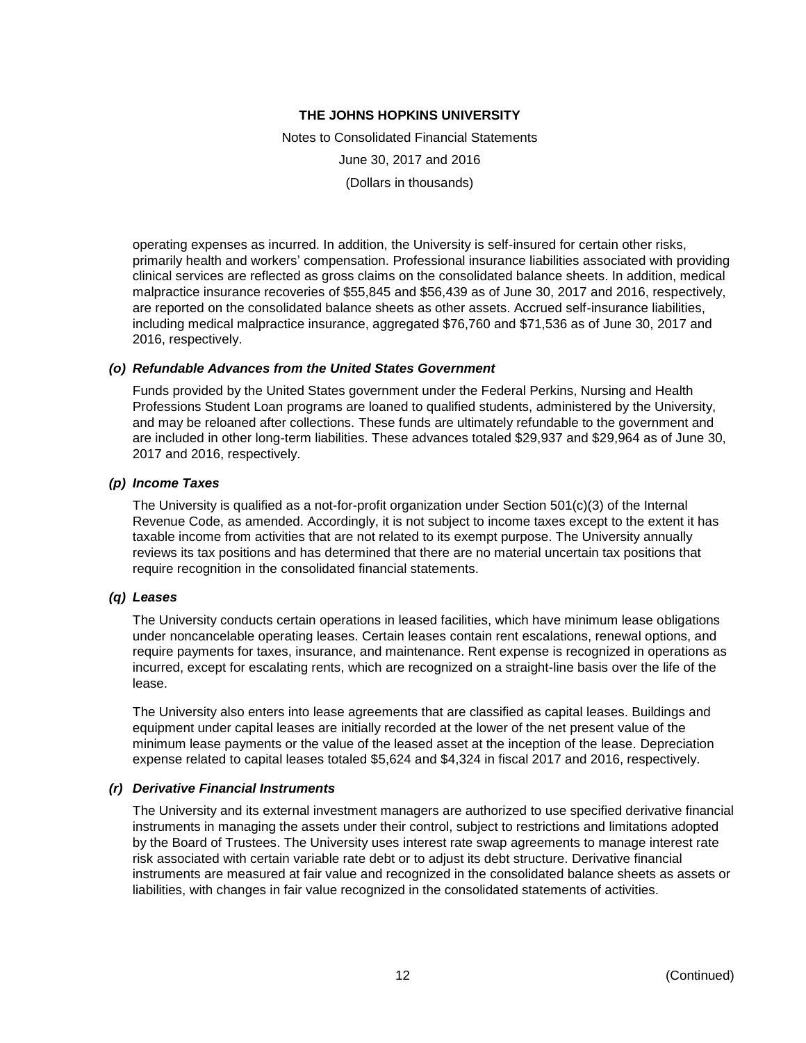operating expenses as incurred. In addition, the University is self-insured for certain other risks, primarily health and workers' compensation. Professional insurance liabilities associated with providing clinical services are reflected as gross claims on the consolidated balance sheets. In addition, medical malpractice insurance recoveries of $55,845 and $56,439 as of June 30, 2017 and 2016, respectively, are reported on the consolidated balance sheets as other assets. Accrued self-insurance liabilities, including medical malpractice insurance, aggregated $76,760 and $71,536 as of June 30, 2017 and 2016, respectively.

### *(o) Refundable Advances from the United States Government*

Funds provided by the United States government under the Federal Perkins, Nursing and Health Professions Student Loan programs are loaned to qualified students, administered by the University, and may be reloaned after collections. These funds are ultimately refundable to the government and are included in other long-term liabilities. These advances totaled $29,937 and $29,964 as of June 30, 2017 and 2016, respectively.

### *(p) Income Taxes*

The University is qualified as a not-for-profit organization under Section 501(c)(3) of the Internal Revenue Code, as amended. Accordingly, it is not subject to income taxes except to the extent it has taxable income from activities that are not related to its exempt purpose. The University annually reviews its tax positions and has determined that there are no material uncertain tax positions that require recognition in the consolidated financial statements.

### *(q) Leases*

The University conducts certain operations in leased facilities, which have minimum lease obligations under noncancelable operating leases. Certain leases contain rent escalations, renewal options, and require payments for taxes, insurance, and maintenance. Rent expense is recognized in operations as incurred, except for escalating rents, which are recognized on a straight-line basis over the life of the lease.

The University also enters into lease agreements that are classified as capital leases. Buildings and equipment under capital leases are initially recorded at the lower of the net present value of the minimum lease payments or the value of the leased asset at the inception of the lease. Depreciation expense related to capital leases totaled $5,624 and $4,324 in fiscal 2017 and 2016, respectively.

### *(r) Derivative Financial Instruments*

The University and its external investment managers are authorized to use specified derivative financial instruments in managing the assets under their control, subject to restrictions and limitations adopted by the Board of Trustees. The University uses interest rate swap agreements to manage interest rate risk associated with certain variable rate debt or to adjust its debt structure. Derivative financial instruments are measured at fair value and recognized in the consolidated balance sheets as assets or liabilities, with changes in fair value recognized in the consolidated statements of activities.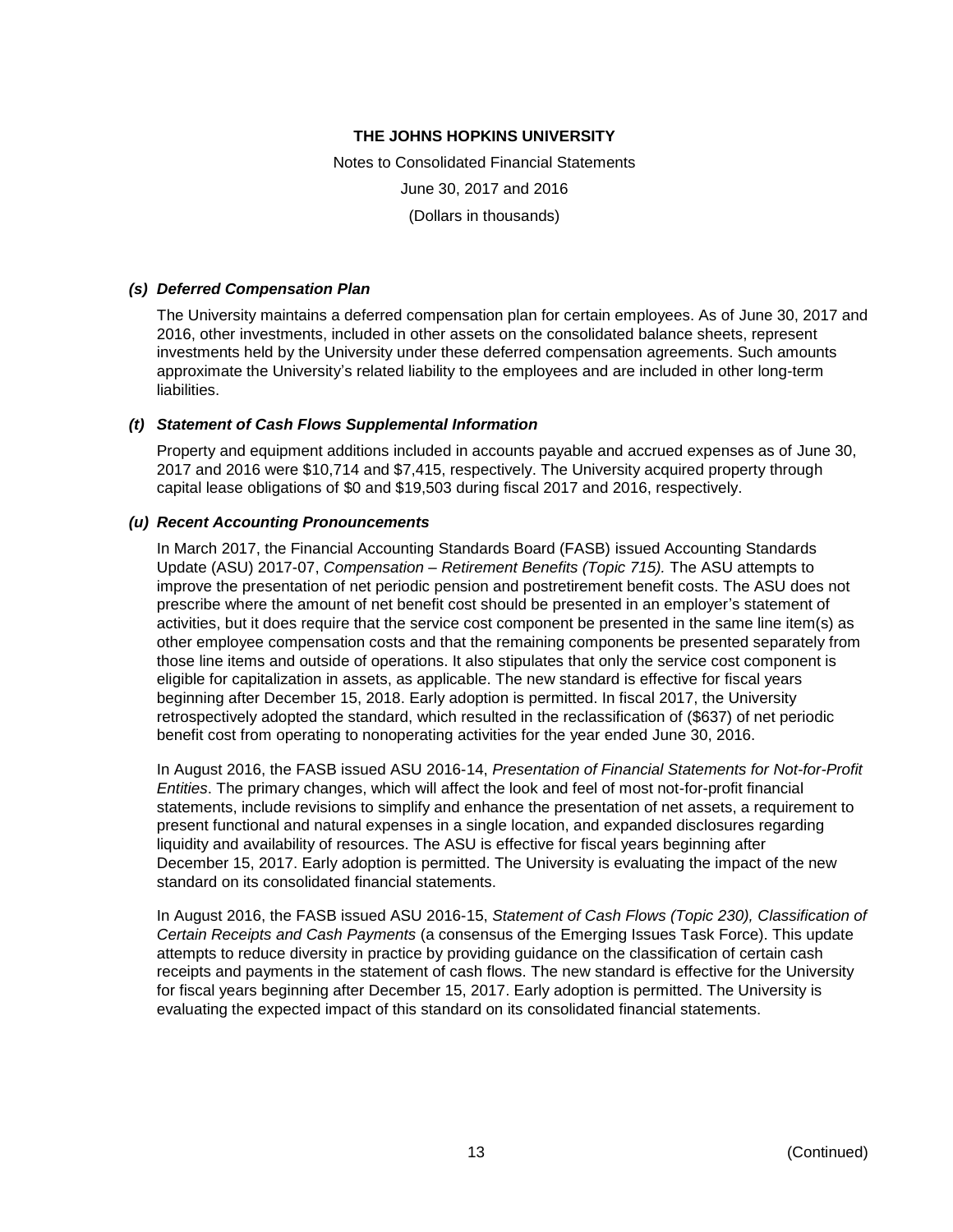### *(s) Deferred Compensation Plan*

The University maintains a deferred compensation plan for certain employees. As of June 30, 2017 and 2016, other investments, included in other assets on the consolidated balance sheets, represent investments held by the University under these deferred compensation agreements. Such amounts approximate the University's related liability to the employees and are included in other long-term liabilities.

### *(t) Statement of Cash Flows Supplemental Information*

Property and equipment additions included in accounts payable and accrued expenses as of June 30, 2017 and 2016 were $10,714 and $7,415, respectively. The University acquired property through capital lease obligations of $0 and $19,503 during fiscal 2017 and 2016, respectively.

### *(u) Recent Accounting Pronouncements*

In March 2017, the Financial Accounting Standards Board (FASB) issued Accounting Standards Update (ASU) 2017-07, *Compensation – Retirement Benefits (Topic 715).* The ASU attempts to improve the presentation of net periodic pension and postretirement benefit costs. The ASU does not prescribe where the amount of net benefit cost should be presented in an employer's statement of activities, but it does require that the service cost component be presented in the same line item(s) as other employee compensation costs and that the remaining components be presented separately from those line items and outside of operations. It also stipulates that only the service cost component is eligible for capitalization in assets, as applicable. The new standard is effective for fiscal years beginning after December 15, 2018. Early adoption is permitted. In fiscal 2017, the University retrospectively adopted the standard, which resulted in the reclassification of ($637) of net periodic benefit cost from operating to nonoperating activities for the year ended June 30, 2016.

In August 2016, the FASB issued ASU 2016-14, *Presentation of Financial Statements for Not-for-Profit Entities*. The primary changes, which will affect the look and feel of most not-for-profit financial statements, include revisions to simplify and enhance the presentation of net assets, a requirement to present functional and natural expenses in a single location, and expanded disclosures regarding liquidity and availability of resources. The ASU is effective for fiscal years beginning after December 15, 2017. Early adoption is permitted. The University is evaluating the impact of the new standard on its consolidated financial statements.

In August 2016, the FASB issued ASU 2016-15, *Statement of Cash Flows (Topic 230), Classification of Certain Receipts and Cash Payments* (a consensus of the Emerging Issues Task Force). This update attempts to reduce diversity in practice by providing guidance on the classification of certain cash receipts and payments in the statement of cash flows. The new standard is effective for the University for fiscal years beginning after December 15, 2017. Early adoption is permitted. The University is evaluating the expected impact of this standard on its consolidated financial statements.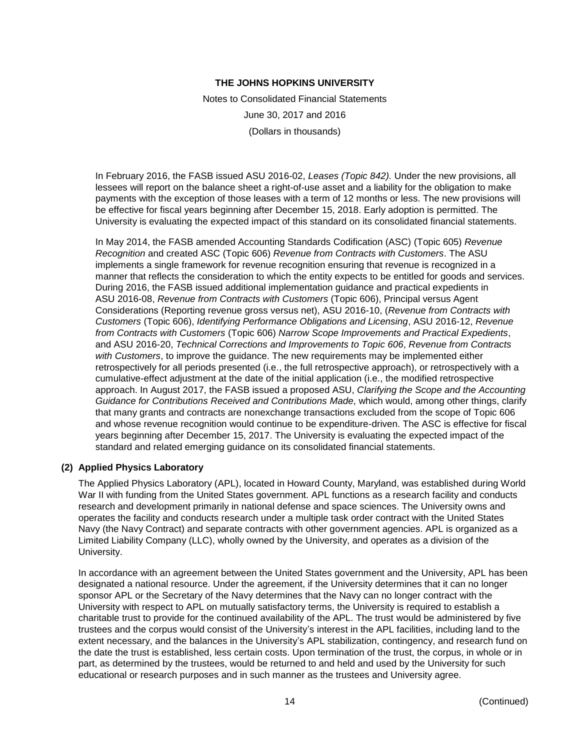In February 2016, the FASB issued ASU 2016-02, *Leases (Topic 842).* Under the new provisions, all lessees will report on the balance sheet a right-of-use asset and a liability for the obligation to make payments with the exception of those leases with a term of 12 months or less. The new provisions will be effective for fiscal years beginning after December 15, 2018. Early adoption is permitted. The University is evaluating the expected impact of this standard on its consolidated financial statements.

In May 2014, the FASB amended Accounting Standards Codification (ASC) (Topic 605) *Revenue Recognition* and created ASC (Topic 606) *Revenue from Contracts with Customers*. The ASU implements a single framework for revenue recognition ensuring that revenue is recognized in a manner that reflects the consideration to which the entity expects to be entitled for goods and services. During 2016, the FASB issued additional implementation guidance and practical expedients in ASU 2016-08, *Revenue from Contracts with Customers* (Topic 606), Principal versus Agent Considerations (Reporting revenue gross versus net), ASU 2016-10, (*Revenue from Contracts with Customers* (Topic 606), *Identifying Performance Obligations and Licensing*, ASU 2016-12, *Revenue from Contracts with Customers* (Topic 606) *Narrow Scope Improvements and Practical Expedients*, and ASU 2016-20, *Technical Corrections and Improvements to Topic 606*, *Revenue from Contracts with Customers*, to improve the guidance. The new requirements may be implemented either retrospectively for all periods presented (i.e., the full retrospective approach), or retrospectively with a cumulative-effect adjustment at the date of the initial application (i.e., the modified retrospective approach. In August 2017, the FASB issued a proposed ASU, *Clarifying the Scope and the Accounting Guidance for Contributions Received and Contributions Made*, which would, among other things, clarify that many grants and contracts are nonexchange transactions excluded from the scope of Topic 606 and whose revenue recognition would continue to be expenditure-driven. The ASC is effective for fiscal years beginning after December 15, 2017. The University is evaluating the expected impact of the standard and related emerging guidance on its consolidated financial statements.

## (2) Applied Physics Laboratory

The Applied Physics Laboratory (APL), located in Howard County, Maryland, was established during World War II with funding from the United States government. APL functions as a research facility and conducts research and development primarily in national defense and space sciences. The University owns and operates the facility and conducts research under a multiple task order contract with the United States Navy (the Navy Contract) and separate contracts with other government agencies. APL is organized as a Limited Liability Company (LLC), wholly owned by the University, and operates as a division of the University.

In accordance with an agreement between the United States government and the University, APL has been designated a national resource. Under the agreement, if the University determines that it can no longer sponsor APL or the Secretary of the Navy determines that the Navy can no longer contract with the University with respect to APL on mutually satisfactory terms, the University is required to establish a charitable trust to provide for the continued availability of the APL. The trust would be administered by five trustees and the corpus would consist of the University's interest in the APL facilities, including land to the extent necessary, and the balances in the University's APL stabilization, contingency, and research fund on the date the trust is established, less certain costs. Upon termination of the trust, the corpus, in whole or in part, as determined by the trustees, would be returned to and held and used by the University for such educational or research purposes and in such manner as the trustees and University agree.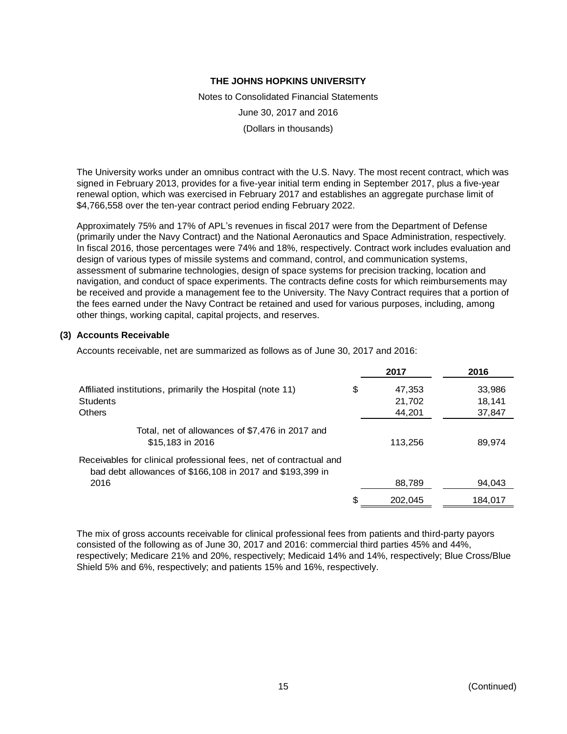The University works under an omnibus contract with the U.S. Navy. The most recent contract, which was signed in February 2013, provides for a five-year initial term ending in September 2017, plus a five-year renewal option, which was exercised in February 2017 and establishes an aggregate purchase limit of $4,766,558 over the ten-year contract period ending February 2022.

Approximately 75% and 17% of APL's revenues in fiscal 2017 were from the Department of Defense (primarily under the Navy Contract) and the National Aeronautics and Space Administration, respectively. In fiscal 2016, those percentages were 74% and 18%, respectively. Contract work includes evaluation and design of various types of missile systems and command, control, and communication systems, assessment of submarine technologies, design of space systems for precision tracking, location and navigation, and conduct of space experiments. The contracts define costs for which reimbursements may be received and provide a management fee to the University. The Navy Contract requires that a portion of the fees earned under the Navy Contract be retained and used for various purposes, including, among other things, working capital, capital projects, and reserves.

## (3) Accounts Receivable

Accounts receivable, net are summarized as follows as of June 30, 2017 and 2016:

| | 2017 | 2016 |
|---|---|---|
| Affiliated institutions, primarily the Hospital (note 11) | $ 47,353 | 33,986 |
| Students | 21,702 | 18,141 |
| Others | 44,201 | 37,847 |
| Total, net of allowances of $7,476 in 2017 and $15,183 in 2016 | 113,256 | 89,974 |
| Receivables for clinical professional fees, net of contractual and bad debt allowances of $166,108 in 2017 and $193,399 in 2016 | 88,789 | 94,043 |
| | $ 202,045 | 184,017 |

The mix of gross accounts receivable for clinical professional fees from patients and third-party payors consisted of the following as of June 30, 2017 and 2016: commercial third parties 45% and 44%, respectively; Medicare 21% and 20%, respectively; Medicaid 14% and 14%, respectively; Blue Cross/Blue Shield 5% and 6%, respectively; and patients 15% and 16%, respectively.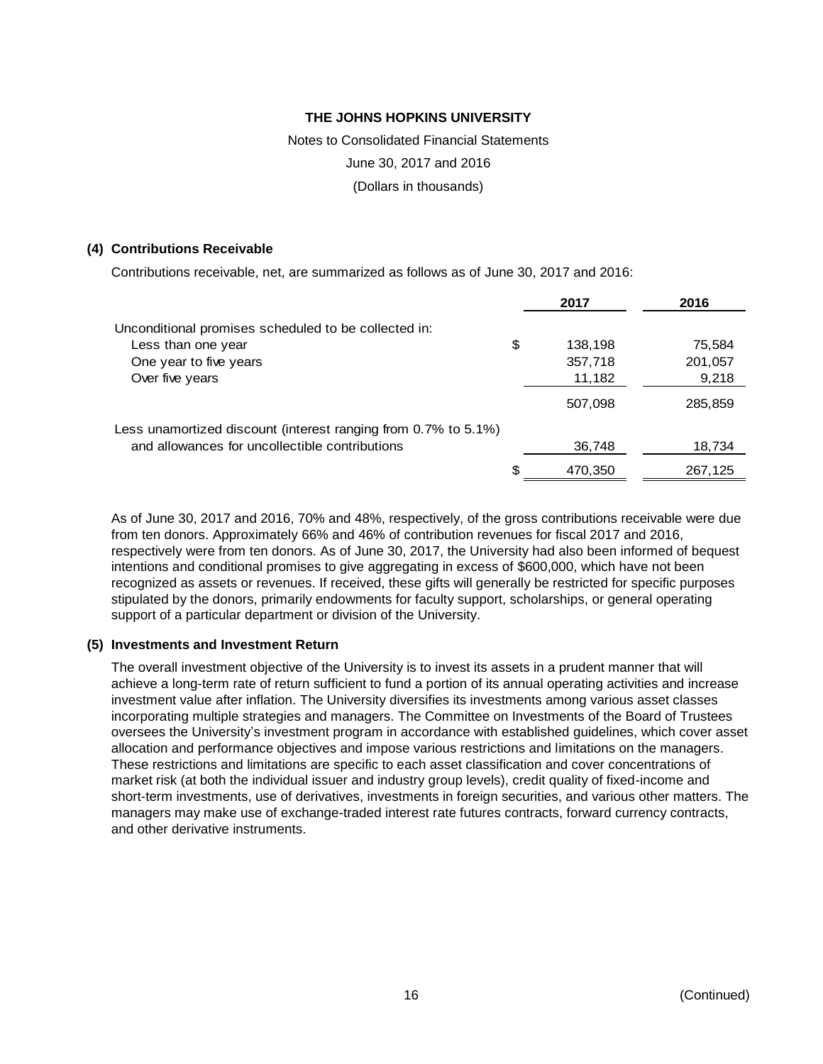THE JOHNS HOPKINS UNIVERSITY

Notes to Consolidated Financial Statements

June 30, 2017 and 2016

(Dollars in thousands)

### (4) Contributions Receivable

Contributions receivable, net, are summarized as follows as of June 30, 2017 and 2016:

| | | 2017 | 2016 |
|---|---|---|---|
| Unconditional promises scheduled to be collected in: | | | |
| Less than one year | $ | 138,198 | 75,584 |
| One year to five years | | 357,718 | 201,057 |
| Over five years | | 11,182 | 9,218 |
| | | 507,098 | 285,859 |
| Less unamortized discount (interest ranging from 0.7% to 5.1%) and allowances for uncollectible contributions | | 36,748 | 18,734 |
| | $ | 470,350 | 267,125 |

As of June 30, 2017 and 2016, 70% and 48%, respectively, of the gross contributions receivable were due from ten donors. Approximately 66% and 46% of contribution revenues for fiscal 2017 and 2016, respectively were from ten donors. As of June 30, 2017, the University had also been informed of bequest intentions and conditional promises to give aggregating in excess of $600,000, which have not been recognized as assets or revenues. If received, these gifts will generally be restricted for specific purposes stipulated by the donors, primarily endowments for faculty support, scholarships, or general operating support of a particular department or division of the University.

### (5) Investments and Investment Return

The overall investment objective of the University is to invest its assets in a prudent manner that will achieve a long-term rate of return sufficient to fund a portion of its annual operating activities and increase investment value after inflation. The University diversifies its investments among various asset classes incorporating multiple strategies and managers. The Committee on Investments of the Board of Trustees oversees the University's investment program in accordance with established guidelines, which cover asset allocation and performance objectives and impose various restrictions and limitations on the managers. These restrictions and limitations are specific to each asset classification and cover concentrations of market risk (at both the individual issuer and industry group levels), credit quality of fixed-income and short-term investments, use of derivatives, investments in foreign securities, and various other matters. The managers may make use of exchange-traded interest rate futures contracts, forward currency contracts, and other derivative instruments.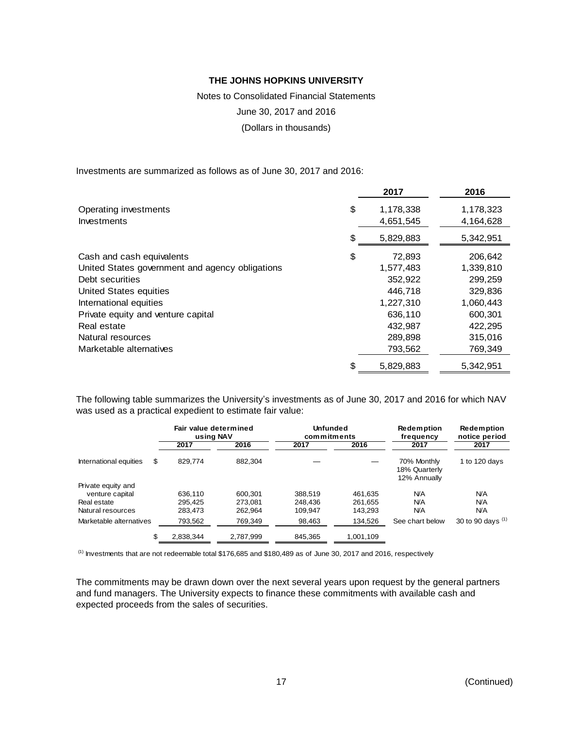# THE JOHNS HOPKINS UNIVERSITY

Notes to Consolidated Financial Statements

June 30, 2017 and 2016

(Dollars in thousands)

Investments are summarized as follows as of June 30, 2017 and 2016:

| | 2017 | 2016 |
|---|---|---|
| Operating investments | $ 1,178,338 | 1,178,323 |
| Investments | 4,651,545 | 4,164,628 |
| | $ 5,829,883 | 5,342,951 |
| Cash and cash equivalents | $ 72,893 | 206,642 |
| United States government and agency obligations | 1,577,483 | 1,339,810 |
| Debt securities | 352,922 | 299,259 |
| United States equities | 446,718 | 329,836 |
| International equities | 1,227,310 | 1,060,443 |
| Private equity and venture capital | 636,110 | 600,301 |
| Real estate | 432,987 | 422,295 |
| Natural resources | 289,898 | 315,016 |
| Marketable alternatives | 793,562 | 769,349 |
| | $ 5,829,883 | 5,342,951 |

The following table summarizes the University's investments as of June 30, 2017 and 2016 for which NAV was used as a practical expedient to estimate fair value:

| | Fair value determined using NAV | | Unfunded commitments | | Redemption frequency | Redemption notice period |
|---|---|---|---|---|---|---|
| | 2017 | 2016 | 2017 | 2016 | 2017 | 2017 |
| International equities | $ 829,774 | 882,304 | — | — | 70% Monthly 18% Quarterly 12% Annually | 1 to 120 days |
| Private equity and venture capital | 636,110 | 600,301 | 388,519 | 461,635 | N/A | N/A |
| Real estate | 295,425 | 273,081 | 248,436 | 261,655 | N/A | N/A |
| Natural resources | 283,473 | 262,964 | 109,947 | 143,293 | N/A | N/A |
| Marketable alternatives | 793,562 | 769,349 | 98,463 | 134,526 | See chart below | 30 to 90 days [(1)] |
| | $ 2,838,344 | 2,787,999 | 845,365 | 1,001,109 | | |

[(1)] Investments that are not redeemable total $176,685 and $180,489 as of June 30, 2017 and 2016, respectively

The commitments may be drawn down over the next several years upon request by the general partners and fund managers. The University expects to finance these commitments with available cash and expected proceeds from the sales of securities.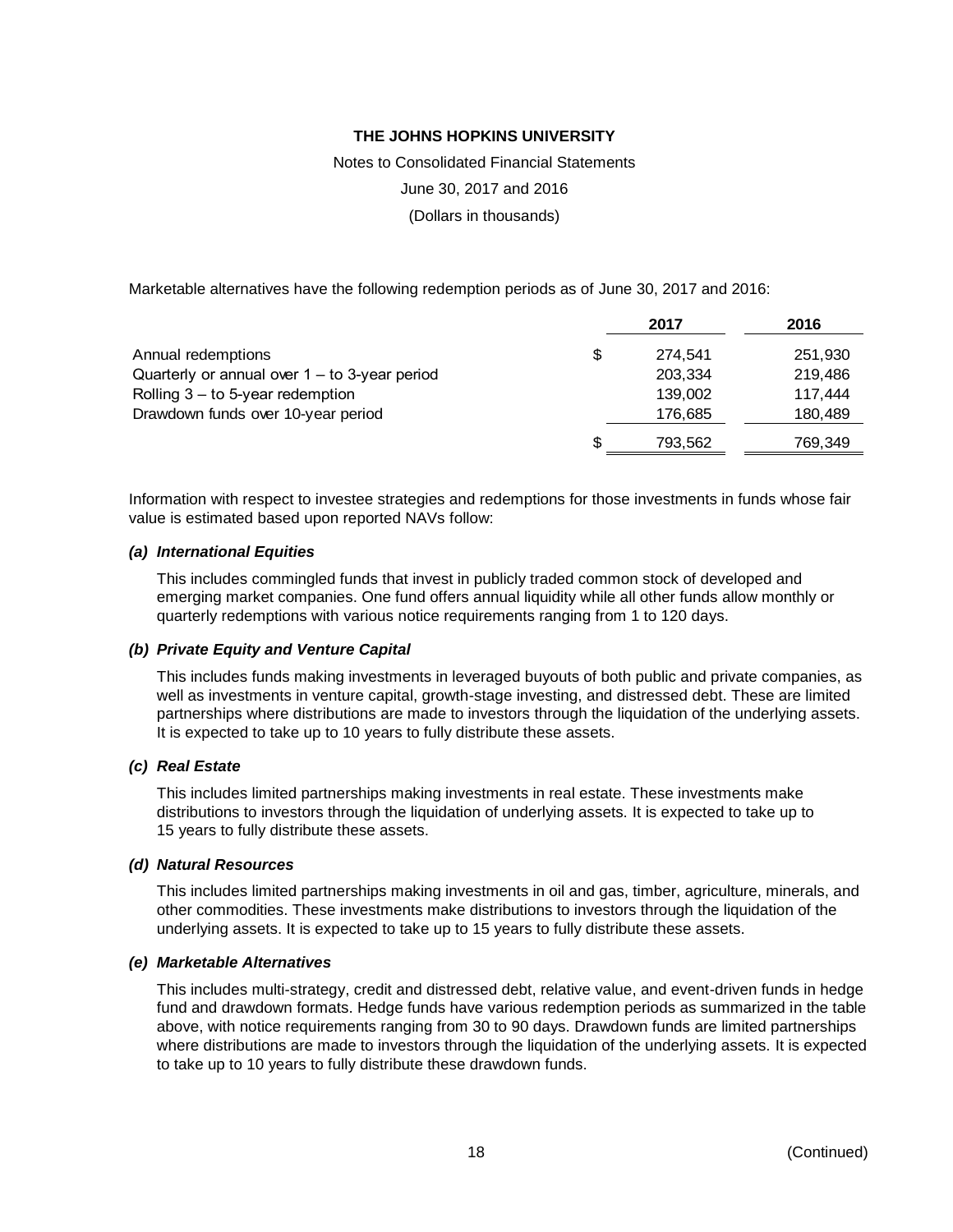Marketable alternatives have the following redemption periods as of June 30, 2017 and 2016:

| | 2017 | 2016 |
|---|---|---|
| Annual redemptions | $ 274,541 | 251,930 |
| Quarterly or annual over 1 – to 3-year period | 203,334 | 219,486 |
| Rolling 3 – to 5-year redemption | 139,002 | 117,444 |
| Drawdown funds over 10-year period | 176,685 | 180,489 |
| | $ 793,562 | 769,349 |

Information with respect to investee strategies and redemptions for those investments in funds whose fair value is estimated based upon reported NAVs follow:

***(a) International Equities***

This includes commingled funds that invest in publicly traded common stock of developed and emerging market companies. One fund offers annual liquidity while all other funds allow monthly or quarterly redemptions with various notice requirements ranging from 1 to 120 days.

***(b) Private Equity and Venture Capital***

This includes funds making investments in leveraged buyouts of both public and private companies, as well as investments in venture capital, growth-stage investing, and distressed debt. These are limited partnerships where distributions are made to investors through the liquidation of the underlying assets. It is expected to take up to 10 years to fully distribute these assets.

***(c) Real Estate***

This includes limited partnerships making investments in real estate. These investments make distributions to investors through the liquidation of underlying assets. It is expected to take up to 15 years to fully distribute these assets.

***(d) Natural Resources***

This includes limited partnerships making investments in oil and gas, timber, agriculture, minerals, and other commodities. These investments make distributions to investors through the liquidation of the underlying assets. It is expected to take up to 15 years to fully distribute these assets.

***(e) Marketable Alternatives***

This includes multi-strategy, credit and distressed debt, relative value, and event-driven funds in hedge fund and drawdown formats. Hedge funds have various redemption periods as summarized in the table above, with notice requirements ranging from 30 to 90 days. Drawdown funds are limited partnerships where distributions are made to investors through the liquidation of the underlying assets. It is expected to take up to 10 years to fully distribute these drawdown funds.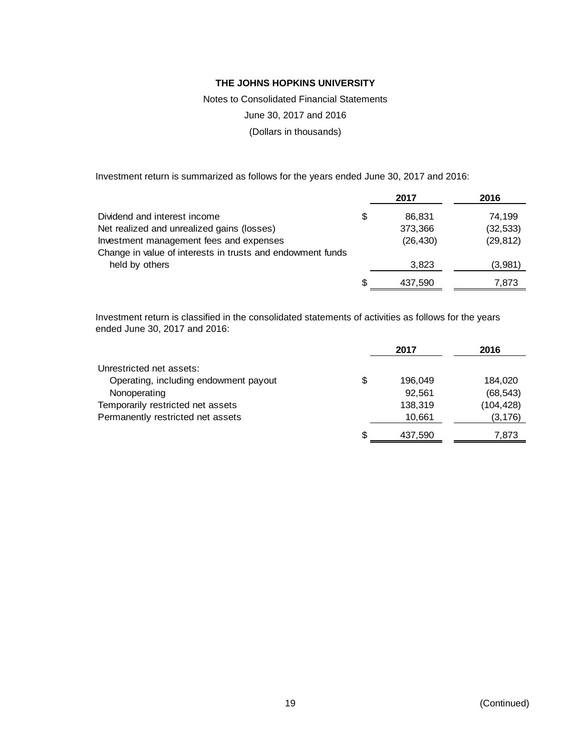**THE JOHNS HOPKINS UNIVERSITY**

Notes to Consolidated Financial Statements

June 30, 2017 and 2016

(Dollars in thousands)

Investment return is summarized as follows for the years ended June 30, 2017 and 2016:

| | 2017 | 2016 |
|---|---|---|
| Dividend and interest income | $ 86,831 | 74,199 |
| Net realized and unrealized gains (losses) | 373,366 | (32,533) |
| Investment management fees and expenses | (26,430) | (29,812) |
| Change in value of interests in trusts and endowment funds held by others | 3,823 | (3,981) |
| | $ 437,590 | 7,873 |

Investment return is classified in the consolidated statements of activities as follows for the years ended June 30, 2017 and 2016:

| | 2017 | 2016 |
|---|---|---|
| Unrestricted net assets: | | |
| Operating, including endowment payout | $ 196,049 | 184,020 |
| Nonoperating | 92,561 | (68,543) |
| Temporarily restricted net assets | 138,319 | (104,428) |
| Permanently restricted net assets | 10,661 | (3,176) |
| | $ 437,590 | 7,873 |

(Continued)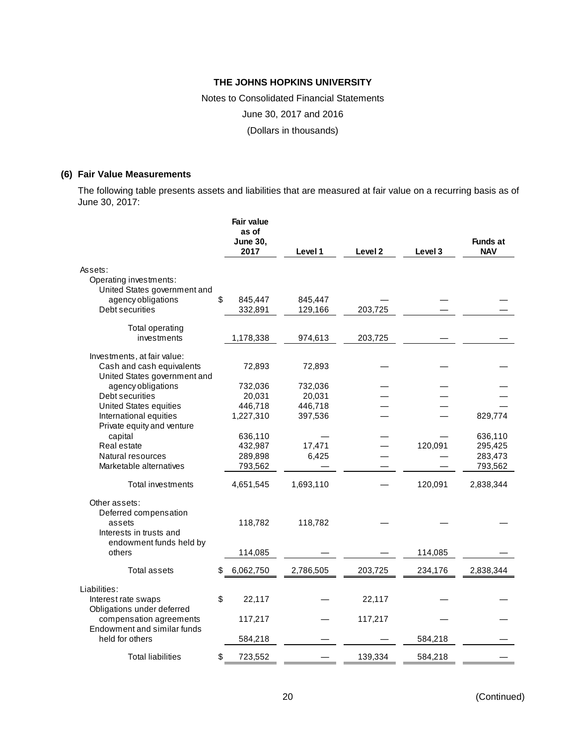**THE JOHNS HOPKINS UNIVERSITY**

Notes to Consolidated Financial Statements

June 30, 2017 and 2016

(Dollars in thousands)

## (6) Fair Value Measurements

The following table presents assets and liabilities that are measured at fair value on a recurring basis as of June 30, 2017:

| | Fair value as of June 30, 2017 | Level 1 | Level 2 | Level 3 | Funds at NAV |
|---|---|---|---|---|---|
| Assets: | | | | | |
| Operating investments: | | | | | |
| United States government and agency obligations | $ 845,447 | 845,447 | — | — | — |
| Debt securities | 332,891 | 129,166 | 203,725 | — | — |
| Total operating investments | 1,178,338 | 974,613 | 203,725 | — | — |
| Investments, at fair value: | | | | | |
| Cash and cash equivalents | 72,893 | 72,893 | — | — | — |
| United States government and agency obligations | 732,036 | 732,036 | — | — | — |
| Debt securities | 20,031 | 20,031 | — | — | — |
| United States equities | 446,718 | 446,718 | — | — | — |
| International equities | 1,227,310 | 397,536 | — | — | 829,774 |
| Private equity and venture capital | 636,110 | — | — | — | 636,110 |
| Real estate | 432,987 | 17,471 | — | 120,091 | 295,425 |
| Natural resources | 289,898 | 6,425 | — | — | 283,473 |
| Marketable alternatives | 793,562 | — | — | — | 793,562 |
| Total investments | 4,651,545 | 1,693,110 | — | 120,091 | 2,838,344 |
| Other assets: | | | | | |
| Deferred compensation assets | 118,782 | 118,782 | — | — | — |
| Interests in trusts and endowment funds held by others | 114,085 | — | — | 114,085 | — |
| Total assets | $ 6,062,750 | 2,786,505 | 203,725 | 234,176 | 2,838,344 |
| Liabilities: | | | | | |
| Interest rate swaps | $ 22,117 | — | 22,117 | — | — |
| Obligations under deferred compensation agreements | 117,217 | — | 117,217 | — | — |
| Endowment and similar funds held for others | 584,218 | — | — | 584,218 | — |
| Total liabilities | $ 723,552 | — | 139,334 | 584,218 | — |

(Continued)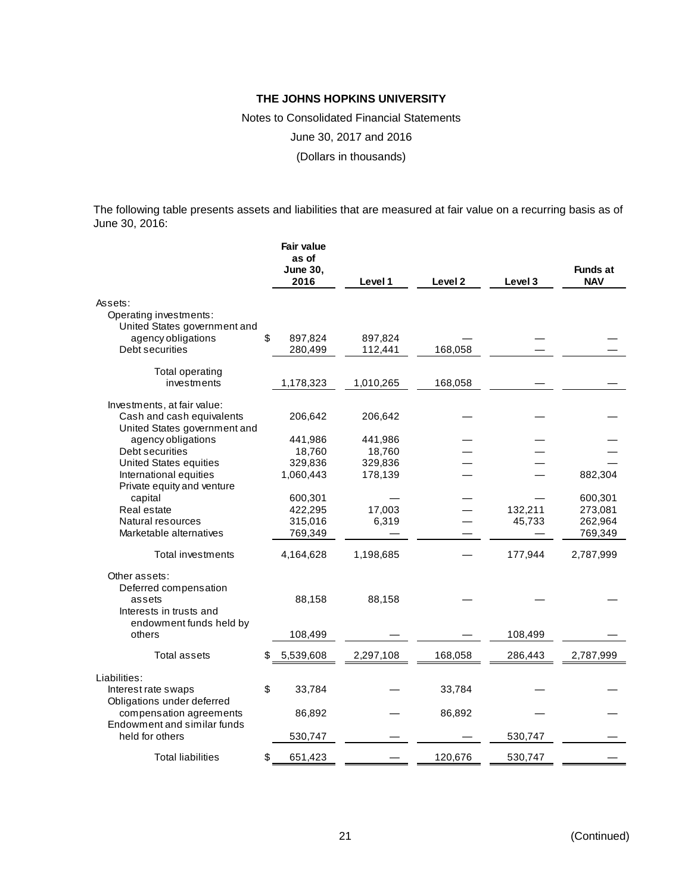# THE JOHNS HOPKINS UNIVERSITY

Notes to Consolidated Financial Statements

June 30, 2017 and 2016

(Dollars in thousands)

The following table presents assets and liabilities that are measured at fair value on a recurring basis as of June 30, 2016:

| | Fair value as of June 30, 2016 | Level 1 | Level 2 | Level 3 | Funds at NAV |
|---|---|---|---|---|---|
| Assets: | | | | | |
| Operating investments: | | | | | |
| United States government and agency obligations | $ 897,824 | 897,824 | — | — | — |
| Debt securities | 280,499 | 112,441 | 168,058 | — | — |
| Total operating investments | 1,178,323 | 1,010,265 | 168,058 | — | — |
| Investments, at fair value: | | | | | |
| Cash and cash equivalents | 206,642 | 206,642 | — | — | — |
| United States government and agency obligations | 441,986 | 441,986 | — | — | — |
| Debt securities | 18,760 | 18,760 | — | — | — |
| United States equities | 329,836 | 329,836 | — | — | — |
| International equities | 1,060,443 | 178,139 | — | — | 882,304 |
| Private equity and venture capital | 600,301 | — | — | — | 600,301 |
| Real estate | 422,295 | 17,003 | — | 132,211 | 273,081 |
| Natural resources | 315,016 | 6,319 | — | 45,733 | 262,964 |
| Marketable alternatives | 769,349 | — | — | — | 769,349 |
| Total investments | 4,164,628 | 1,198,685 | — | 177,944 | 2,787,999 |
| Other assets: | | | | | |
| Deferred compensation assets | 88,158 | 88,158 | — | — | — |
| Interests in trusts and endowment funds held by others | 108,499 | — | — | 108,499 | — |
| Total assets | $ 5,539,608 | 2,297,108 | 168,058 | 286,443 | 2,787,999 |
| Liabilities: | | | | | |
| Interest rate swaps | $ 33,784 | — | 33,784 | — | — |
| Obligations under deferred compensation agreements | 86,892 | — | 86,892 | — | — |
| Endowment and similar funds held for others | 530,747 | — | — | 530,747 | — |
| Total liabilities | $ 651,423 | — | 120,676 | 530,747 | — |

(Continued)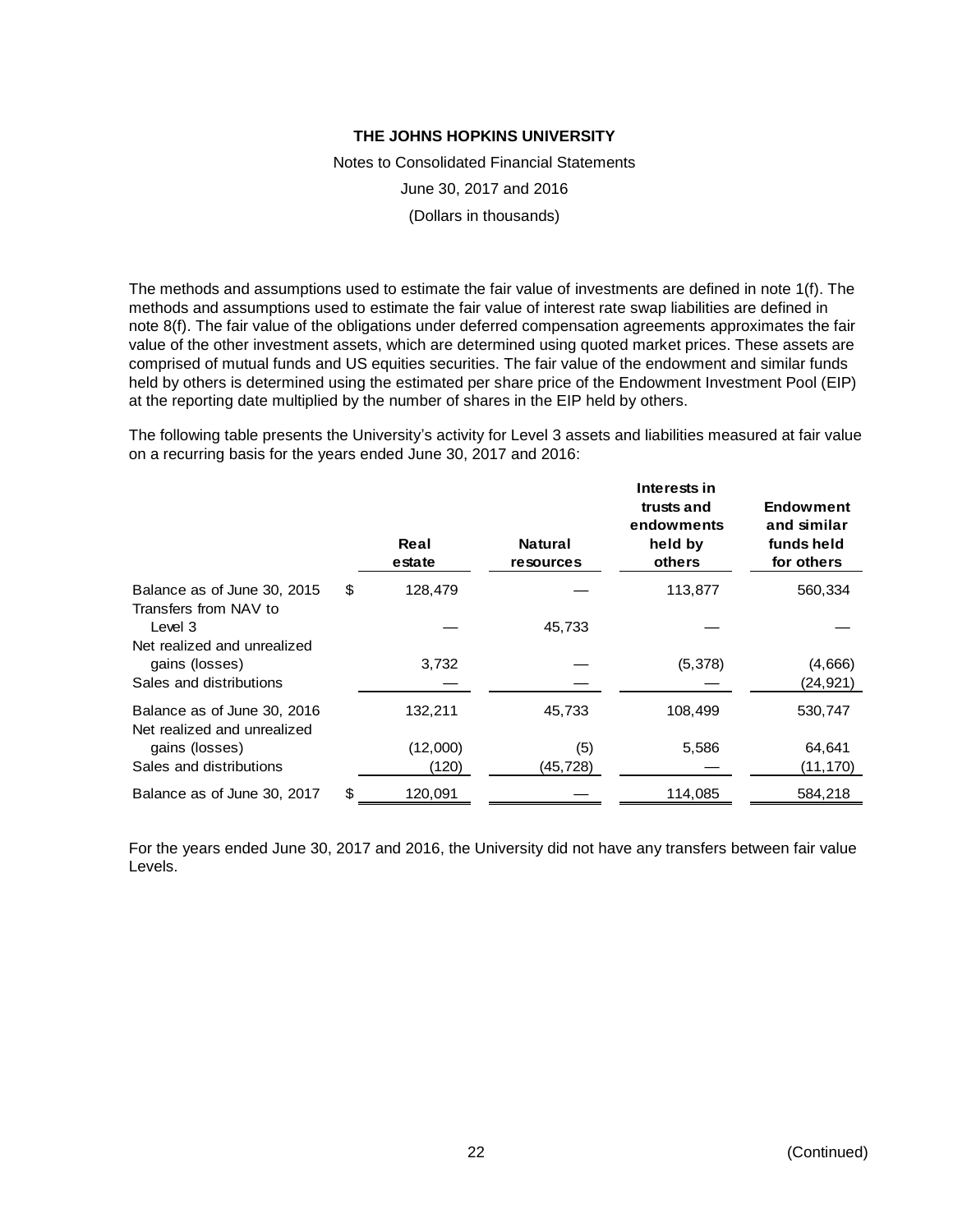**THE JOHNS HOPKINS UNIVERSITY**

Notes to Consolidated Financial Statements

June 30, 2017 and 2016

(Dollars in thousands)

The methods and assumptions used to estimate the fair value of investments are defined in note 1(f). The methods and assumptions used to estimate the fair value of interest rate swap liabilities are defined in note 8(f). The fair value of the obligations under deferred compensation agreements approximates the fair value of the other investment assets, which are determined using quoted market prices. These assets are comprised of mutual funds and US equities securities. The fair value of the endowment and similar funds held by others is determined using the estimated per share price of the Endowment Investment Pool (EIP) at the reporting date multiplied by the number of shares in the EIP held by others.

The following table presents the University's activity for Level 3 assets and liabilities measured at fair value on a recurring basis for the years ended June 30, 2017 and 2016:

| | Real estate | Natural resources | Interests in trusts and endowments held by others | Endowment and similar funds held for others |
|---|---|---|---|---|
| Balance as of June 30, 2015 | $ 128,479 | — | 113,877 | 560,334 |
| Transfers from NAV to Level 3 | — | 45,733 | — | — |
| Net realized and unrealized gains (losses) | 3,732 | — | (5,378) | (4,666) |
| Sales and distributions | — | — | — | (24,921) |
| Balance as of June 30, 2016 | 132,211 | 45,733 | 108,499 | 530,747 |
| Net realized and unrealized gains (losses) | (12,000) | (5) | 5,586 | 64,641 |
| Sales and distributions | (120) | (45,728) | — | (11,170) |
| Balance as of June 30, 2017 | $ 120,091 | — | 114,085 | 584,218 |

For the years ended June 30, 2017 and 2016, the University did not have any transfers between fair value Levels.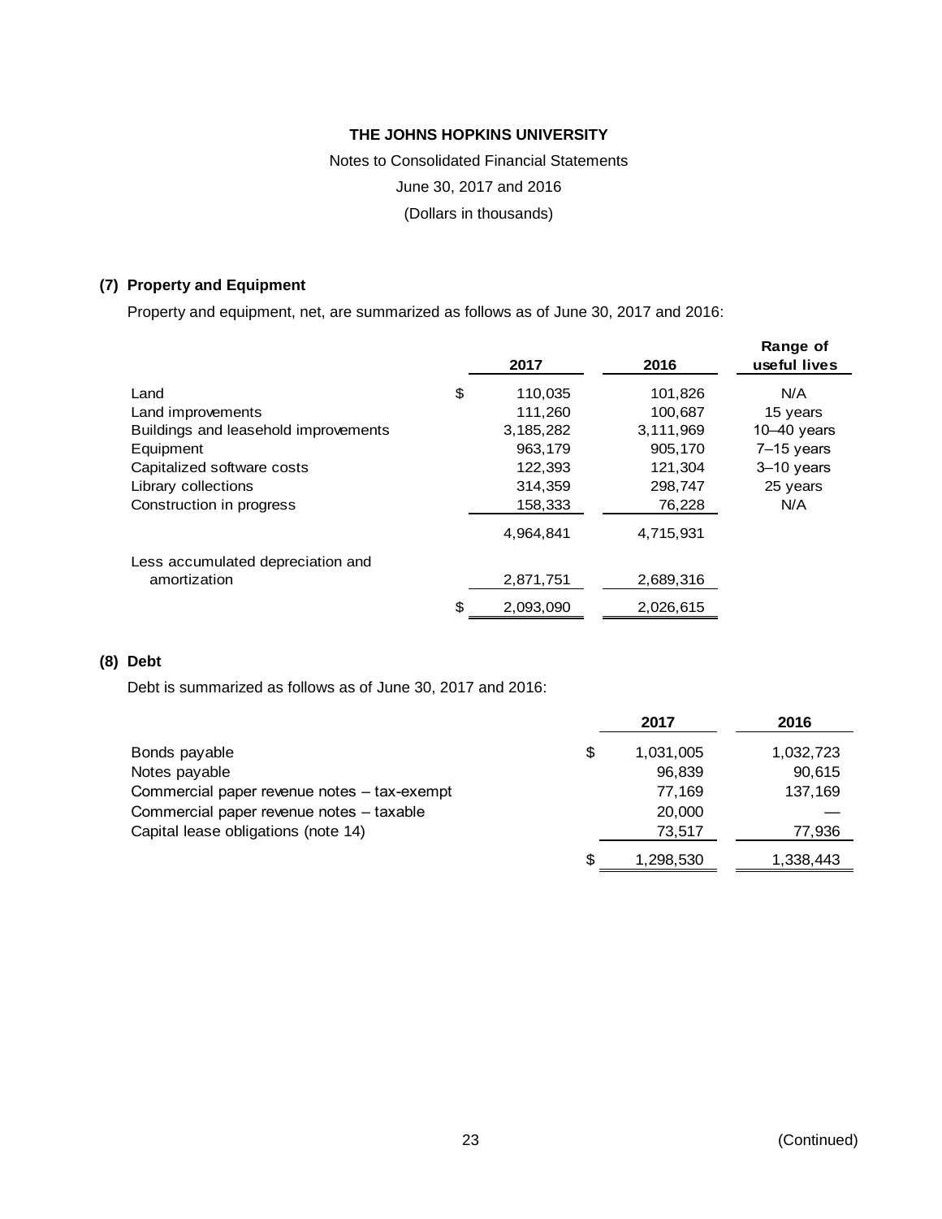**THE JOHNS HOPKINS UNIVERSITY**

Notes to Consolidated Financial Statements

June 30, 2017 and 2016

(Dollars in thousands)

## (7) Property and Equipment

Property and equipment, net, are summarized as follows as of June 30, 2017 and 2016:

| | 2017 | 2016 | Range of useful lives |
|---|---|---|---|
| Land | $ 110,035 | 101,826 | N/A |
| Land improvements | 111,260 | 100,687 | 15 years |
| Buildings and leasehold improvements | 3,185,282 | 3,111,969 | 10–40 years |
| Equipment | 963,179 | 905,170 | 7–15 years |
| Capitalized software costs | 122,393 | 121,304 | 3–10 years |
| Library collections | 314,359 | 298,747 | 25 years |
| Construction in progress | 158,333 | 76,228 | N/A |
| | 4,964,841 | 4,715,931 | |
| Less accumulated depreciation and amortization | 2,871,751 | 2,689,316 | |
| | $ 2,093,090 | 2,026,615 | |

## (8) Debt

Debt is summarized as follows as of June 30, 2017 and 2016:

| | 2017 | 2016 |
|---|---|---|
| Bonds payable | $ 1,031,005 | 1,032,723 |
| Notes payable | 96,839 | 90,615 |
| Commercial paper revenue notes – tax-exempt | 77,169 | 137,169 |
| Commercial paper revenue notes – taxable | 20,000 | — |
| Capital lease obligations (note 14) | 73,517 | 77,936 |
| | $ 1,298,530 | 1,338,443 |

(Continued)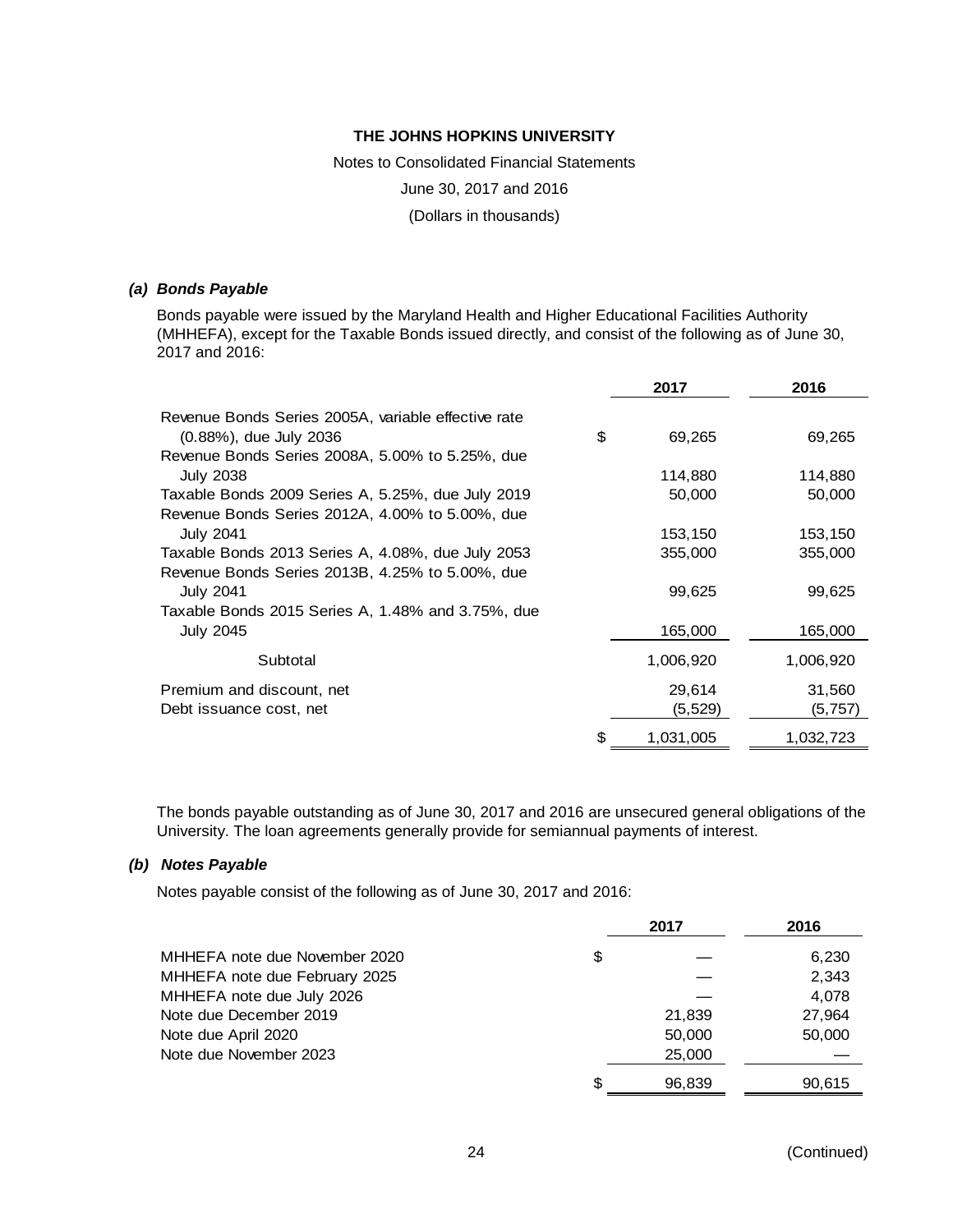# THE JOHNS HOPKINS UNIVERSITY

Notes to Consolidated Financial Statements

June 30, 2017 and 2016

(Dollars in thousands)

### *(a) Bonds Payable*

Bonds payable were issued by the Maryland Health and Higher Educational Facilities Authority (MHHEFA), except for the Taxable Bonds issued directly, and consist of the following as of June 30, 2017 and 2016:

| | 2017 | 2016 |
|---|---|---|
| Revenue Bonds Series 2005A, variable effective rate (0.88%), due July 2036 | $ 69,265 | 69,265 |
| Revenue Bonds Series 2008A, 5.00% to 5.25%, due July 2038 | 114,880 | 114,880 |
| Taxable Bonds 2009 Series A, 5.25%, due July 2019 | 50,000 | 50,000 |
| Revenue Bonds Series 2012A, 4.00% to 5.00%, due July 2041 | 153,150 | 153,150 |
| Taxable Bonds 2013 Series A, 4.08%, due July 2053 | 355,000 | 355,000 |
| Revenue Bonds Series 2013B, 4.25% to 5.00%, due July 2041 | 99,625 | 99,625 |
| Taxable Bonds 2015 Series A, 1.48% and 3.75%, due July 2045 | 165,000 | 165,000 |
| Subtotal | 1,006,920 | 1,006,920 |
| Premium and discount, net | 29,614 | 31,560 |
| Debt issuance cost, net | (5,529) | (5,757) |
| | $ 1,031,005 | 1,032,723 |

The bonds payable outstanding as of June 30, 2017 and 2016 are unsecured general obligations of the University. The loan agreements generally provide for semiannual payments of interest.

### *(b) Notes Payable*

Notes payable consist of the following as of June 30, 2017 and 2016:

| | 2017 | 2016 |
|---|---|---|
| MHHEFA note due November 2020 | $ — | 6,230 |
| MHHEFA note due February 2025 | — | 2,343 |
| MHHEFA note due July 2026 | — | 4,078 |
| Note due December 2019 | 21,839 | 27,964 |
| Note due April 2020 | 50,000 | 50,000 |
| Note due November 2023 | 25,000 | — |
| | $ 96,839 | 90,615 |

(Continued)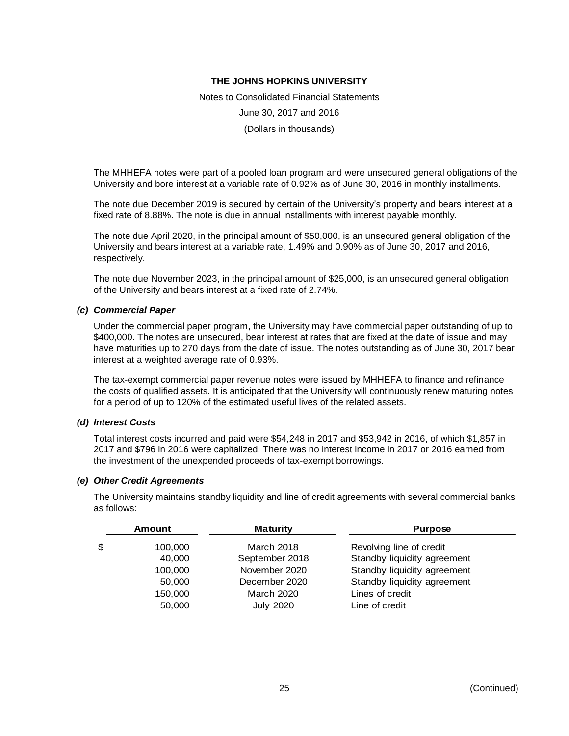The MHHEFA notes were part of a pooled loan program and were unsecured general obligations of the University and bore interest at a variable rate of 0.92% as of June 30, 2016 in monthly installments.

The note due December 2019 is secured by certain of the University's property and bears interest at a fixed rate of 8.88%. The note is due in annual installments with interest payable monthly.

The note due April 2020, in the principal amount of $50,000, is an unsecured general obligation of the University and bears interest at a variable rate, 1.49% and 0.90% as of June 30, 2017 and 2016, respectively.

The note due November 2023, in the principal amount of $25,000, is an unsecured general obligation of the University and bears interest at a fixed rate of 2.74%.

### *(c) Commercial Paper*

Under the commercial paper program, the University may have commercial paper outstanding of up to $400,000. The notes are unsecured, bear interest at rates that are fixed at the date of issue and may have maturities up to 270 days from the date of issue. The notes outstanding as of June 30, 2017 bear interest at a weighted average rate of 0.93%.

The tax-exempt commercial paper revenue notes were issued by MHHEFA to finance and refinance the costs of qualified assets. It is anticipated that the University will continuously renew maturing notes for a period of up to 120% of the estimated useful lives of the related assets.

### *(d) Interest Costs*

Total interest costs incurred and paid were $54,248 in 2017 and $53,942 in 2016, of which $1,857 in 2017 and $796 in 2016 were capitalized. There was no interest income in 2017 or 2016 earned from the investment of the unexpended proceeds of tax-exempt borrowings.

### *(e) Other Credit Agreements*

The University maintains standby liquidity and line of credit agreements with several commercial banks as follows:

| Amount | Maturity | Purpose |
|---|---|---|
| $ 100,000 | March 2018 | Revolving line of credit |
| 40,000 | September 2018 | Standby liquidity agreement |
| 100,000 | November 2020 | Standby liquidity agreement |
| 50,000 | December 2020 | Standby liquidity agreement |
| 150,000 | March 2020 | Lines of credit |
| 50,000 | July 2020 | Line of credit |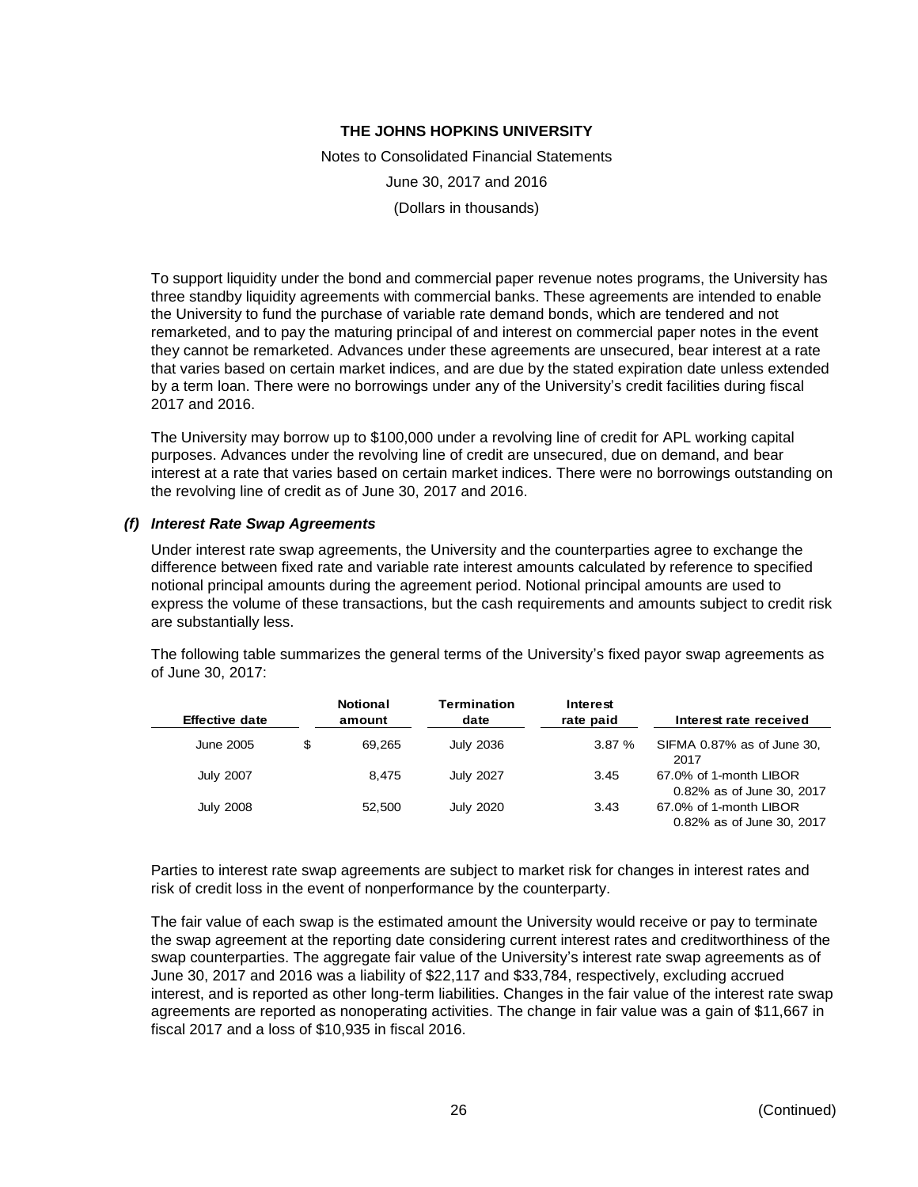To support liquidity under the bond and commercial paper revenue notes programs, the University has three standby liquidity agreements with commercial banks. These agreements are intended to enable the University to fund the purchase of variable rate demand bonds, which are tendered and not remarketed, and to pay the maturing principal of and interest on commercial paper notes in the event they cannot be remarketed. Advances under these agreements are unsecured, bear interest at a rate that varies based on certain market indices, and are due by the stated expiration date unless extended by a term loan. There were no borrowings under any of the University's credit facilities during fiscal 2017 and 2016.

The University may borrow up to $100,000 under a revolving line of credit for APL working capital purposes. Advances under the revolving line of credit are unsecured, due on demand, and bear interest at a rate that varies based on certain market indices. There were no borrowings outstanding on the revolving line of credit as of June 30, 2017 and 2016.

### *(f) Interest Rate Swap Agreements*

Under interest rate swap agreements, the University and the counterparties agree to exchange the difference between fixed rate and variable rate interest amounts calculated by reference to specified notional principal amounts during the agreement period. Notional principal amounts are used to express the volume of these transactions, but the cash requirements and amounts subject to credit risk are substantially less.

The following table summarizes the general terms of the University's fixed payor swap agreements as of June 30, 2017:

| Effective date | Notional amount | Termination date | Interest rate paid | Interest rate received |
|---|---|---|---|---|
| June 2005 | $ 69,265 | July 2036 | 3.87 % | SIFMA 0.87% as of June 30, 2017 |
| July 2007 | 8,475 | July 2027 | 3.45 | 67.0% of 1-month LIBOR 0.82% as of June 30, 2017 |
| July 2008 | 52,500 | July 2020 | 3.43 | 67.0% of 1-month LIBOR 0.82% as of June 30, 2017 |

Parties to interest rate swap agreements are subject to market risk for changes in interest rates and risk of credit loss in the event of nonperformance by the counterparty.

The fair value of each swap is the estimated amount the University would receive or pay to terminate the swap agreement at the reporting date considering current interest rates and creditworthiness of the swap counterparties. The aggregate fair value of the University's interest rate swap agreements as of June 30, 2017 and 2016 was a liability of $22,117 and $33,784, respectively, excluding accrued interest, and is reported as other long-term liabilities. Changes in the fair value of the interest rate swap agreements are reported as nonoperating activities. The change in fair value was a gain of $11,667 in fiscal 2017 and a loss of $10,935 in fiscal 2016.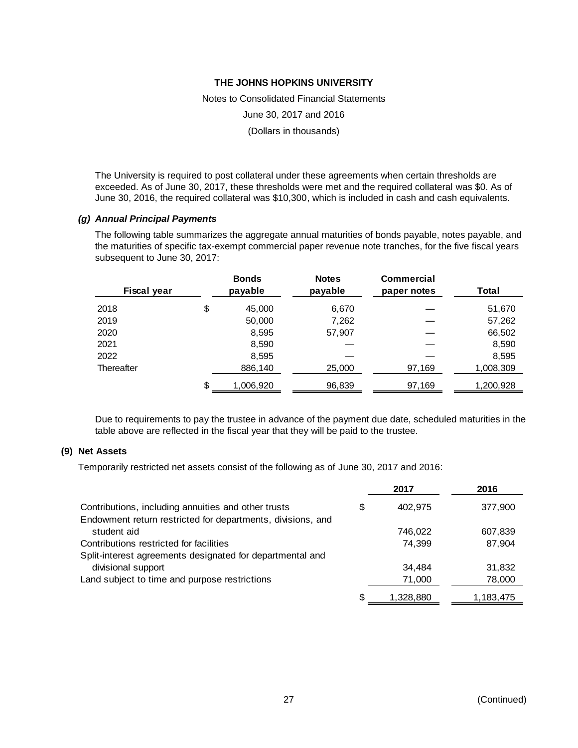The University is required to post collateral under these agreements when certain thresholds are exceeded. As of June 30, 2017, these thresholds were met and the required collateral was $0. As of June 30, 2016, the required collateral was $10,300, which is included in cash and cash equivalents.

### *(g) Annual Principal Payments*

The following table summarizes the aggregate annual maturities of bonds payable, notes payable, and the maturities of specific tax-exempt commercial paper revenue note tranches, for the five fiscal years subsequent to June 30, 2017:

| Fiscal year | Bonds payable | Notes payable | Commercial paper notes | Total |
|---|---|---|---|---|
| 2018 | $ 45,000 | 6,670 | — | 51,670 |
| 2019 | 50,000 | 7,262 | — | 57,262 |
| 2020 | 8,595 | 57,907 | — | 66,502 |
| 2021 | 8,590 | — | — | 8,590 |
| 2022 | 8,595 | — | — | 8,595 |
| Thereafter | 886,140 | 25,000 | 97,169 | 1,008,309 |
| | $ 1,006,920 | 96,839 | 97,169 | 1,200,928 |

Due to requirements to pay the trustee in advance of the payment due date, scheduled maturities in the table above are reflected in the fiscal year that they will be paid to the trustee.

## (9) Net Assets

Temporarily restricted net assets consist of the following as of June 30, 2017 and 2016:

| | 2017 | 2016 |
|---|---|---|
| Contributions, including annuities and other trusts | $ 402,975 | 377,900 |
| Endowment return restricted for departments, divisions, and student aid | 746,022 | 607,839 |
| Contributions restricted for facilities | 74,399 | 87,904 |
| Split-interest agreements designated for departmental and divisional support | 34,484 | 31,832 |
| Land subject to time and purpose restrictions | 71,000 | 78,000 |
| | $ 1,328,880 | 1,183,475 |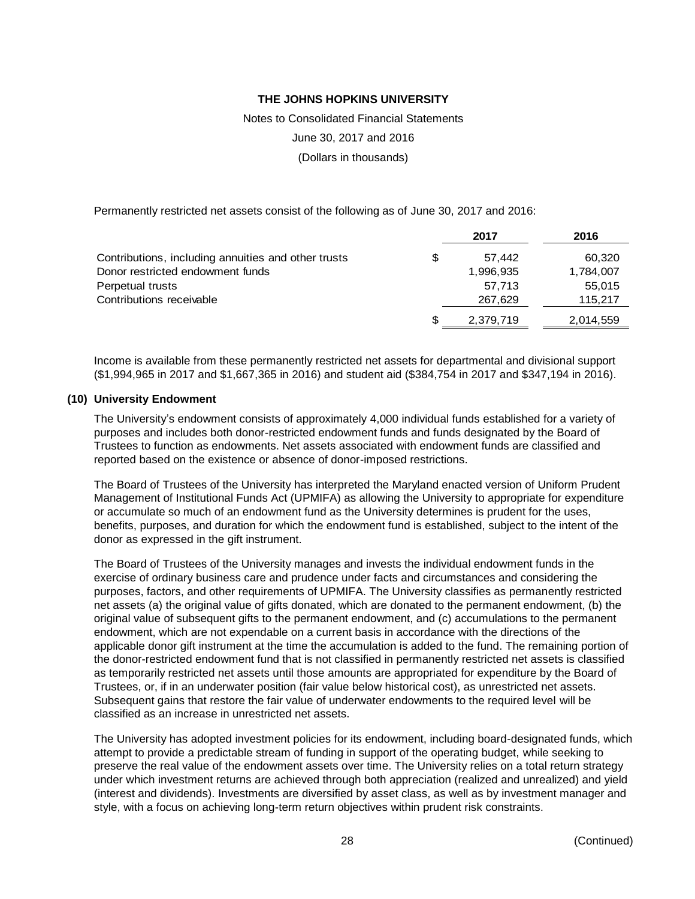Permanently restricted net assets consist of the following as of June 30, 2017 and 2016:

| | 2017 | 2016 |
|---|---|---|
| Contributions, including annuities and other trusts | $ 57,442 | 60,320 |
| Donor restricted endowment funds | 1,996,935 | 1,784,007 |
| Perpetual trusts | 57,713 | 55,015 |
| Contributions receivable | 267,629 | 115,217 |
| | $ 2,379,719 | 2,014,559 |

Income is available from these permanently restricted net assets for departmental and divisional support ($1,994,965 in 2017 and $1,667,365 in 2016) and student aid ($384,754 in 2017 and $347,194 in 2016).

### (10) University Endowment

The University's endowment consists of approximately 4,000 individual funds established for a variety of purposes and includes both donor-restricted endowment funds and funds designated by the Board of Trustees to function as endowments. Net assets associated with endowment funds are classified and reported based on the existence or absence of donor-imposed restrictions.

The Board of Trustees of the University has interpreted the Maryland enacted version of Uniform Prudent Management of Institutional Funds Act (UPMIFA) as allowing the University to appropriate for expenditure or accumulate so much of an endowment fund as the University determines is prudent for the uses, benefits, purposes, and duration for which the endowment fund is established, subject to the intent of the donor as expressed in the gift instrument.

The Board of Trustees of the University manages and invests the individual endowment funds in the exercise of ordinary business care and prudence under facts and circumstances and considering the purposes, factors, and other requirements of UPMIFA. The University classifies as permanently restricted net assets (a) the original value of gifts donated, which are donated to the permanent endowment, (b) the original value of subsequent gifts to the permanent endowment, and (c) accumulations to the permanent endowment, which are not expendable on a current basis in accordance with the directions of the applicable donor gift instrument at the time the accumulation is added to the fund. The remaining portion of the donor-restricted endowment fund that is not classified in permanently restricted net assets is classified as temporarily restricted net assets until those amounts are appropriated for expenditure by the Board of Trustees, or, if in an underwater position (fair value below historical cost), as unrestricted net assets. Subsequent gains that restore the fair value of underwater endowments to the required level will be classified as an increase in unrestricted net assets.

The University has adopted investment policies for its endowment, including board-designated funds, which attempt to provide a predictable stream of funding in support of the operating budget, while seeking to preserve the real value of the endowment assets over time. The University relies on a total return strategy under which investment returns are achieved through both appreciation (realized and unrealized) and yield (interest and dividends). Investments are diversified by asset class, as well as by investment manager and style, with a focus on achieving long-term return objectives within prudent risk constraints.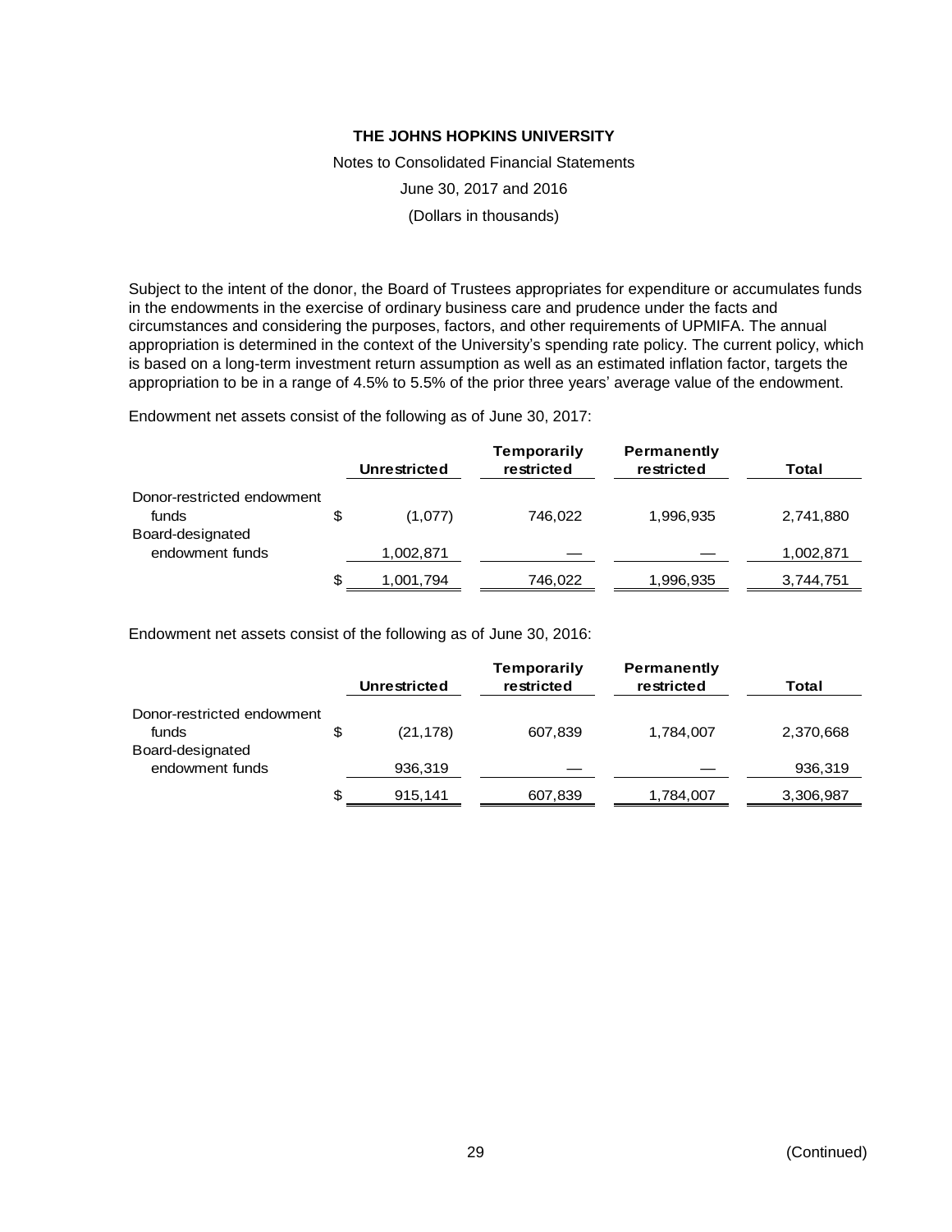Subject to the intent of the donor, the Board of Trustees appropriates for expenditure or accumulates funds in the endowments in the exercise of ordinary business care and prudence under the facts and circumstances and considering the purposes, factors, and other requirements of UPMIFA. The annual appropriation is determined in the context of the University's spending rate policy. The current policy, which is based on a long-term investment return assumption as well as an estimated inflation factor, targets the appropriation to be in a range of 4.5% to 5.5% of the prior three years' average value of the endowment.

Endowment net assets consist of the following as of June 30, 2017:

| | Unrestricted | Temporarily restricted | Permanently restricted | Total |
|---|---|---|---|---|
| Donor-restricted endowment funds | $ (1,077) | 746,022 | 1,996,935 | 2,741,880 |
| Board-designated endowment funds | 1,002,871 | — | — | 1,002,871 |
| | $ 1,001,794 | 746,022 | 1,996,935 | 3,744,751 |

Endowment net assets consist of the following as of June 30, 2016:

| | Unrestricted | Temporarily restricted | Permanently restricted | Total |
|---|---|---|---|---|
| Donor-restricted endowment funds | $ (21,178) | 607,839 | 1,784,007 | 2,370,668 |
| Board-designated endowment funds | 936,319 | — | — | 936,319 |
| | $ 915,141 | 607,839 | 1,784,007 | 3,306,987 |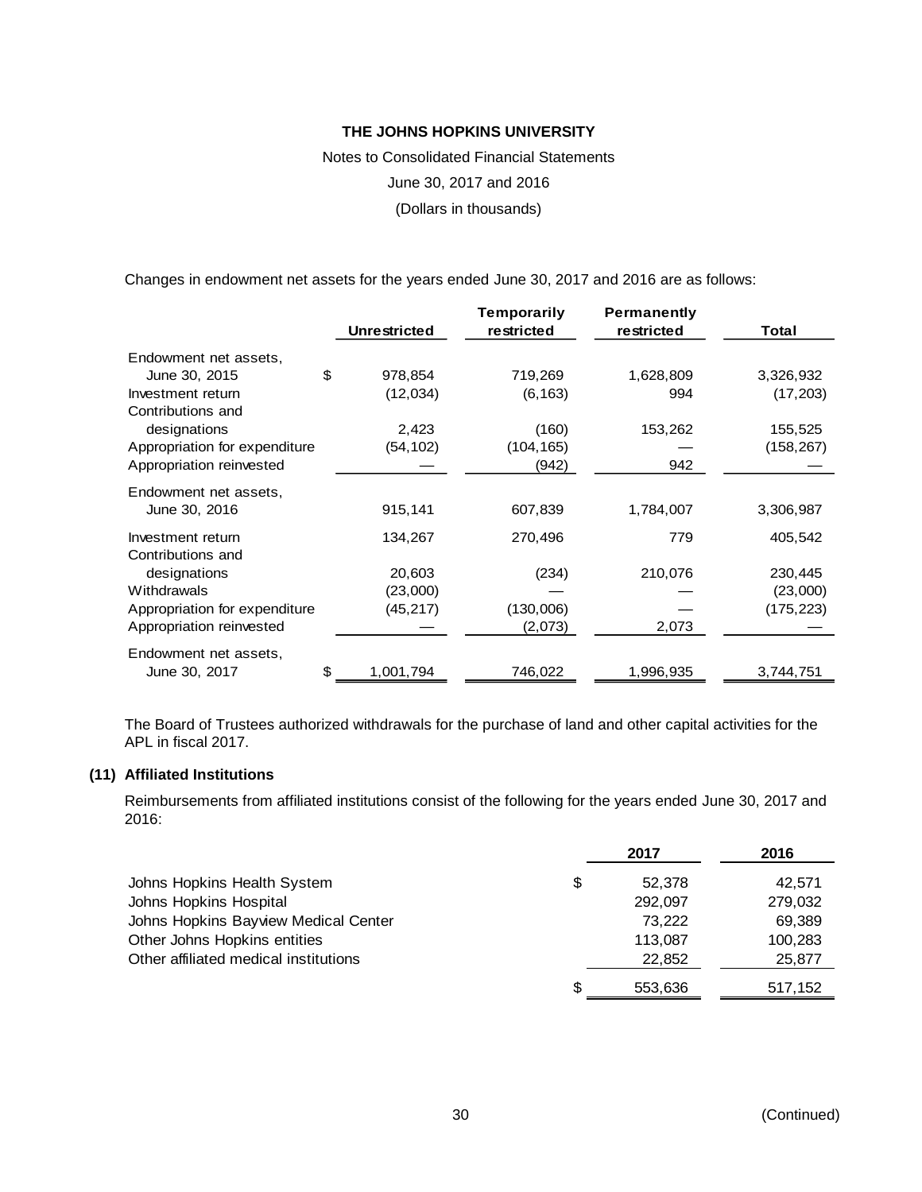Changes in endowment net assets for the years ended June 30, 2017 and 2016 are as follows:

| | Unrestricted | Temporarily restricted | Permanently restricted | Total |
|---|---|---|---|---|
| Endowment net assets, June 30, 2015 | $ 978,854 | 719,269 | 1,628,809 | 3,326,932 |
| Investment return | (12,034) | (6,163) | 994 | (17,203) |
| Contributions and designations | 2,423 | (160) | 153,262 | 155,525 |
| Appropriation for expenditure | (54,102) | (104,165) | — | (158,267) |
| Appropriation reinvested | — | (942) | 942 | — |
| Endowment net assets, June 30, 2016 | 915,141 | 607,839 | 1,784,007 | 3,306,987 |
| Investment return | 134,267 | 270,496 | 779 | 405,542 |
| Contributions and designations | 20,603 | (234) | 210,076 | 230,445 |
| Withdrawals | (23,000) | — | — | (23,000) |
| Appropriation for expenditure | (45,217) | (130,006) | — | (175,223) |
| Appropriation reinvested | — | (2,073) | 2,073 | — |
| Endowment net assets, June 30, 2017 | $ 1,001,794 | 746,022 | 1,996,935 | 3,744,751 |

The Board of Trustees authorized withdrawals for the purchase of land and other capital activities for the APL in fiscal 2017.

## (11) Affiliated Institutions

Reimbursements from affiliated institutions consist of the following for the years ended June 30, 2017 and 2016:

| | 2017 | 2016 |
|---|---|---|
| Johns Hopkins Health System | $ 52,378 | 42,571 |
| Johns Hopkins Hospital | 292,097 | 279,032 |
| Johns Hopkins Bayview Medical Center | 73,222 | 69,389 |
| Other Johns Hopkins entities | 113,087 | 100,283 |
| Other affiliated medical institutions | 22,852 | 25,877 |
| | $ 553,636 | 517,152 |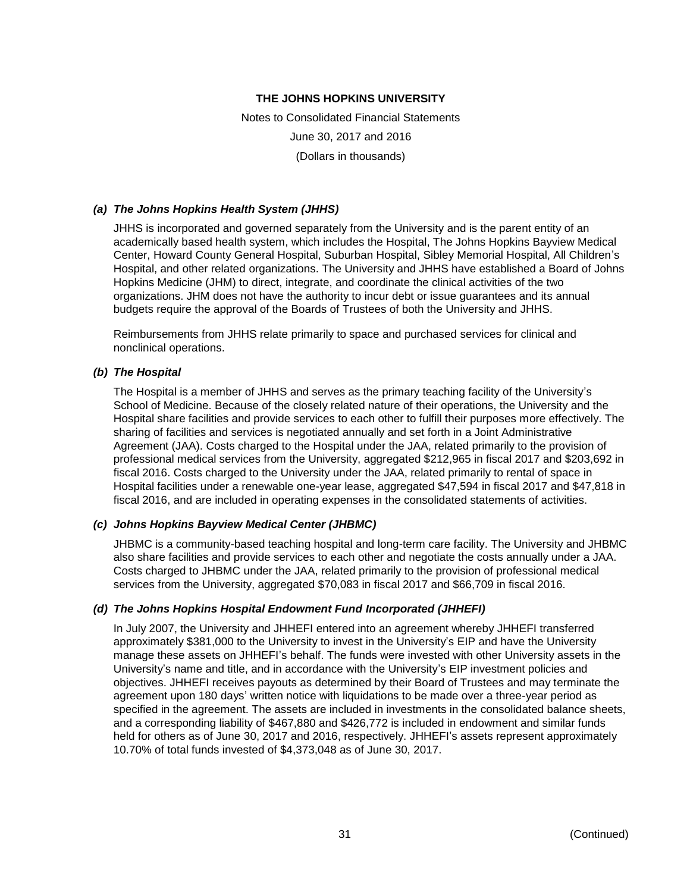### *(a) The Johns Hopkins Health System (JHHS)*

JHHS is incorporated and governed separately from the University and is the parent entity of an academically based health system, which includes the Hospital, The Johns Hopkins Bayview Medical Center, Howard County General Hospital, Suburban Hospital, Sibley Memorial Hospital, All Children's Hospital, and other related organizations. The University and JHHS have established a Board of Johns Hopkins Medicine (JHM) to direct, integrate, and coordinate the clinical activities of the two organizations. JHM does not have the authority to incur debt or issue guarantees and its annual budgets require the approval of the Boards of Trustees of both the University and JHHS.

Reimbursements from JHHS relate primarily to space and purchased services for clinical and nonclinical operations.

### *(b) The Hospital*

The Hospital is a member of JHHS and serves as the primary teaching facility of the University's School of Medicine. Because of the closely related nature of their operations, the University and the Hospital share facilities and provide services to each other to fulfill their purposes more effectively. The sharing of facilities and services is negotiated annually and set forth in a Joint Administrative Agreement (JAA). Costs charged to the Hospital under the JAA, related primarily to the provision of professional medical services from the University, aggregated $212,965 in fiscal 2017 and $203,692 in fiscal 2016. Costs charged to the University under the JAA, related primarily to rental of space in Hospital facilities under a renewable one-year lease, aggregated $47,594 in fiscal 2017 and $47,818 in fiscal 2016, and are included in operating expenses in the consolidated statements of activities.

### *(c) Johns Hopkins Bayview Medical Center (JHBMC)*

JHBMC is a community-based teaching hospital and long-term care facility. The University and JHBMC also share facilities and provide services to each other and negotiate the costs annually under a JAA. Costs charged to JHBMC under the JAA, related primarily to the provision of professional medical services from the University, aggregated $70,083 in fiscal 2017 and $66,709 in fiscal 2016.

### *(d) The Johns Hopkins Hospital Endowment Fund Incorporated (JHHEFI)*

In July 2007, the University and JHHEFI entered into an agreement whereby JHHEFI transferred approximately $381,000 to the University to invest in the University's EIP and have the University manage these assets on JHHEFI's behalf. The funds were invested with other University assets in the University's name and title, and in accordance with the University's EIP investment policies and objectives. JHHEFI receives payouts as determined by their Board of Trustees and may terminate the agreement upon 180 days' written notice with liquidations to be made over a three-year period as specified in the agreement. The assets are included in investments in the consolidated balance sheets, and a corresponding liability of $467,880 and $426,772 is included in endowment and similar funds held for others as of June 30, 2017 and 2016, respectively. JHHEFI's assets represent approximately 10.70% of total funds invested of $4,373,048 as of June 30, 2017.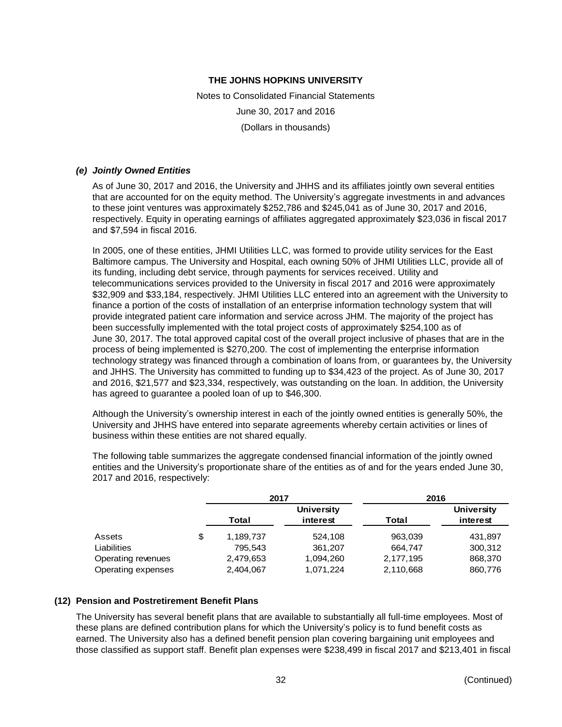### *(e) Jointly Owned Entities*

As of June 30, 2017 and 2016, the University and JHHS and its affiliates jointly own several entities that are accounted for on the equity method. The University's aggregate investments in and advances to these joint ventures was approximately $252,786 and $245,041 as of June 30, 2017 and 2016, respectively. Equity in operating earnings of affiliates aggregated approximately $23,036 in fiscal 2017 and $7,594 in fiscal 2016.

In 2005, one of these entities, JHMI Utilities LLC, was formed to provide utility services for the East Baltimore campus. The University and Hospital, each owning 50% of JHMI Utilities LLC, provide all of its funding, including debt service, through payments for services received. Utility and telecommunications services provided to the University in fiscal 2017 and 2016 were approximately $32,909 and $33,184, respectively. JHMI Utilities LLC entered into an agreement with the University to finance a portion of the costs of installation of an enterprise information technology system that will provide integrated patient care information and service across JHM. The majority of the project has been successfully implemented with the total project costs of approximately $254,100 as of June 30, 2017. The total approved capital cost of the overall project inclusive of phases that are in the process of being implemented is $270,200. The cost of implementing the enterprise information technology strategy was financed through a combination of loans from, or guarantees by, the University and JHHS. The University has committed to funding up to $34,423 of the project. As of June 30, 2017 and 2016, $21,577 and $23,334, respectively, was outstanding on the loan. In addition, the University has agreed to guarantee a pooled loan of up to $46,300.

Although the University's ownership interest in each of the jointly owned entities is generally 50%, the University and JHHS have entered into separate agreements whereby certain activities or lines of business within these entities are not shared equally.

The following table summarizes the aggregate condensed financial information of the jointly owned entities and the University's proportionate share of the entities as of and for the years ended June 30, 2017 and 2016, respectively:

| | 2017 | | 2016 | |
|---|---|---|---|---|
| | Total | University interest | Total | University interest |
| Assets | $ 1,189,737 | 524,108 | 963,039 | 431,897 |
| Liabilities | 795,543 | 361,207 | 664,747 | 300,312 |
| Operating revenues | 2,479,653 | 1,094,260 | 2,177,195 | 868,370 |
| Operating expenses | 2,404,067 | 1,071,224 | 2,110,668 | 860,776 |

## (12) Pension and Postretirement Benefit Plans

The University has several benefit plans that are available to substantially all full-time employees. Most of these plans are defined contribution plans for which the University's policy is to fund benefit costs as earned. The University also has a defined benefit pension plan covering bargaining unit employees and those classified as support staff. Benefit plan expenses were $238,499 in fiscal 2017 and $213,401 in fiscal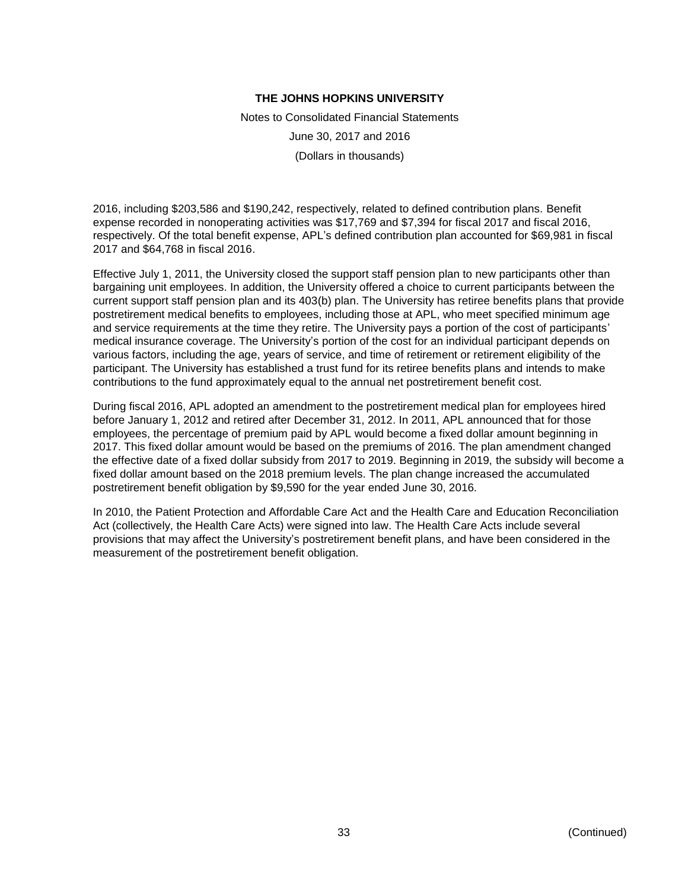2016, including $203,586 and $190,242, respectively, related to defined contribution plans. Benefit expense recorded in nonoperating activities was $17,769 and $7,394 for fiscal 2017 and fiscal 2016, respectively. Of the total benefit expense, APL's defined contribution plan accounted for $69,981 in fiscal 2017 and $64,768 in fiscal 2016.

Effective July 1, 2011, the University closed the support staff pension plan to new participants other than bargaining unit employees. In addition, the University offered a choice to current participants between the current support staff pension plan and its 403(b) plan. The University has retiree benefits plans that provide postretirement medical benefits to employees, including those at APL, who meet specified minimum age and service requirements at the time they retire. The University pays a portion of the cost of participants' medical insurance coverage. The University's portion of the cost for an individual participant depends on various factors, including the age, years of service, and time of retirement or retirement eligibility of the participant. The University has established a trust fund for its retiree benefits plans and intends to make contributions to the fund approximately equal to the annual net postretirement benefit cost.

During fiscal 2016, APL adopted an amendment to the postretirement medical plan for employees hired before January 1, 2012 and retired after December 31, 2012. In 2011, APL announced that for those employees, the percentage of premium paid by APL would become a fixed dollar amount beginning in 2017. This fixed dollar amount would be based on the premiums of 2016. The plan amendment changed the effective date of a fixed dollar subsidy from 2017 to 2019. Beginning in 2019, the subsidy will become a fixed dollar amount based on the 2018 premium levels. The plan change increased the accumulated postretirement benefit obligation by $9,590 for the year ended June 30, 2016.

In 2010, the Patient Protection and Affordable Care Act and the Health Care and Education Reconciliation Act (collectively, the Health Care Acts) were signed into law. The Health Care Acts include several provisions that may affect the University's postretirement benefit plans, and have been considered in the measurement of the postretirement benefit obligation.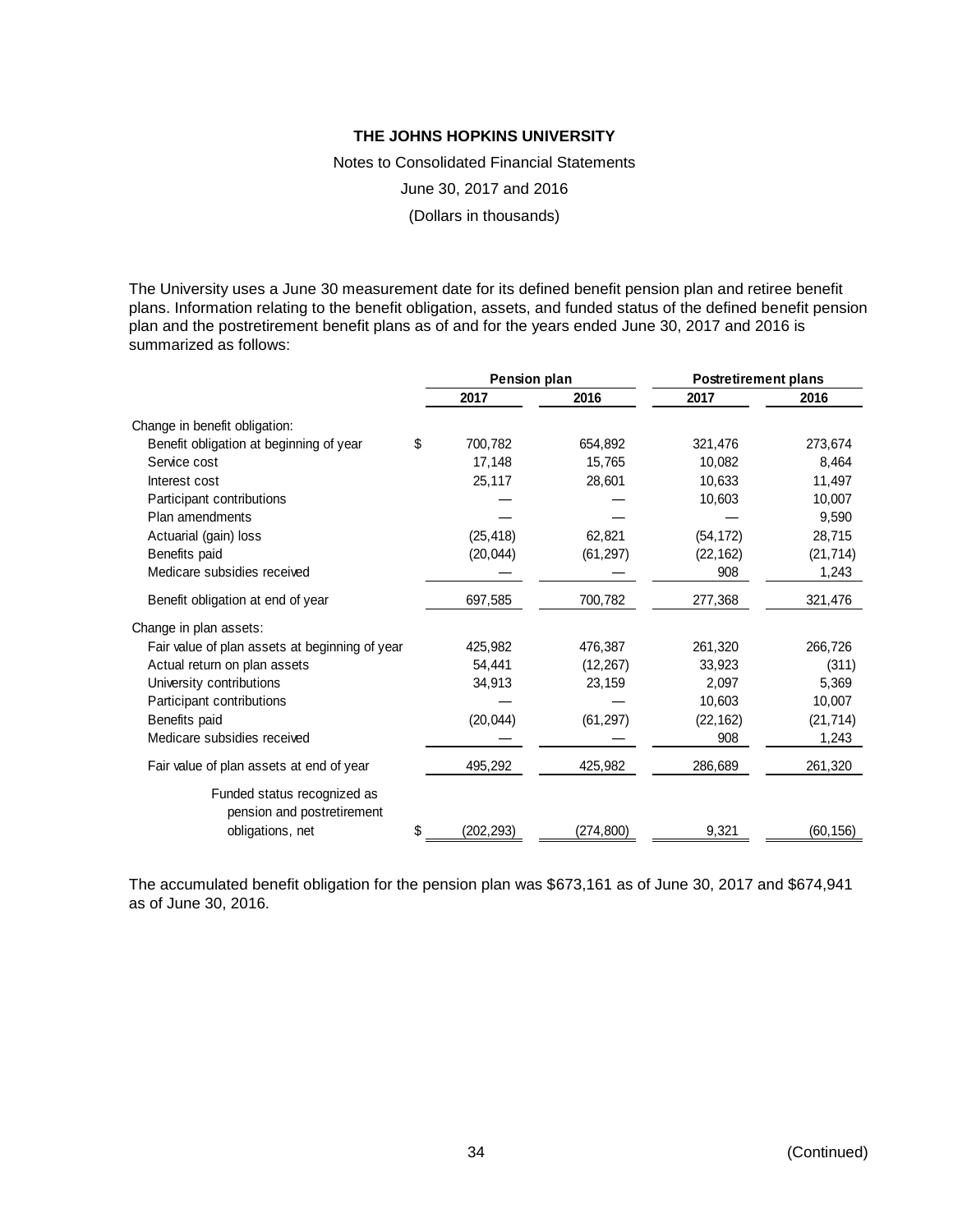The University uses a June 30 measurement date for its defined benefit pension plan and retiree benefit plans. Information relating to the benefit obligation, assets, and funded status of the defined benefit pension plan and the postretirement benefit plans as of and for the years ended June 30, 2017 and 2016 is summarized as follows:

| | Pension plan | | Postretirement plans | |
|---|---|---|---|---|
| | 2017 | 2016 | 2017 | 2016 |
| Change in benefit obligation: | | | | |
| Benefit obligation at beginning of year | $ 700,782 | 654,892 | 321,476 | 273,674 |
| Service cost | 17,148 | 15,765 | 10,082 | 8,464 |
| Interest cost | 25,117 | 28,601 | 10,633 | 11,497 |
| Participant contributions | — | — | 10,603 | 10,007 |
| Plan amendments | — | — | — | 9,590 |
| Actuarial (gain) loss | (25,418) | 62,821 | (54,172) | 28,715 |
| Benefits paid | (20,044) | (61,297) | (22,162) | (21,714) |
| Medicare subsidies received | — | — | 908 | 1,243 |
| Benefit obligation at end of year | 697,585 | 700,782 | 277,368 | 321,476 |
| Change in plan assets: | | | | |
| Fair value of plan assets at beginning of year | 425,982 | 476,387 | 261,320 | 266,726 |
| Actual return on plan assets | 54,441 | (12,267) | 33,923 | (311) |
| University contributions | 34,913 | 23,159 | 2,097 | 5,369 |
| Participant contributions | — | — | 10,603 | 10,007 |
| Benefits paid | (20,044) | (61,297) | (22,162) | (21,714) |
| Medicare subsidies received | — | — | 908 | 1,243 |
| Fair value of plan assets at end of year | 495,292 | 425,982 | 286,689 | 261,320 |
| Funded status recognized as pension and postretirement obligations, net | $ (202,293) | (274,800) | 9,321 | (60,156) |

The accumulated benefit obligation for the pension plan was $673,161 as of June 30, 2017 and $674,941 as of June 30, 2016.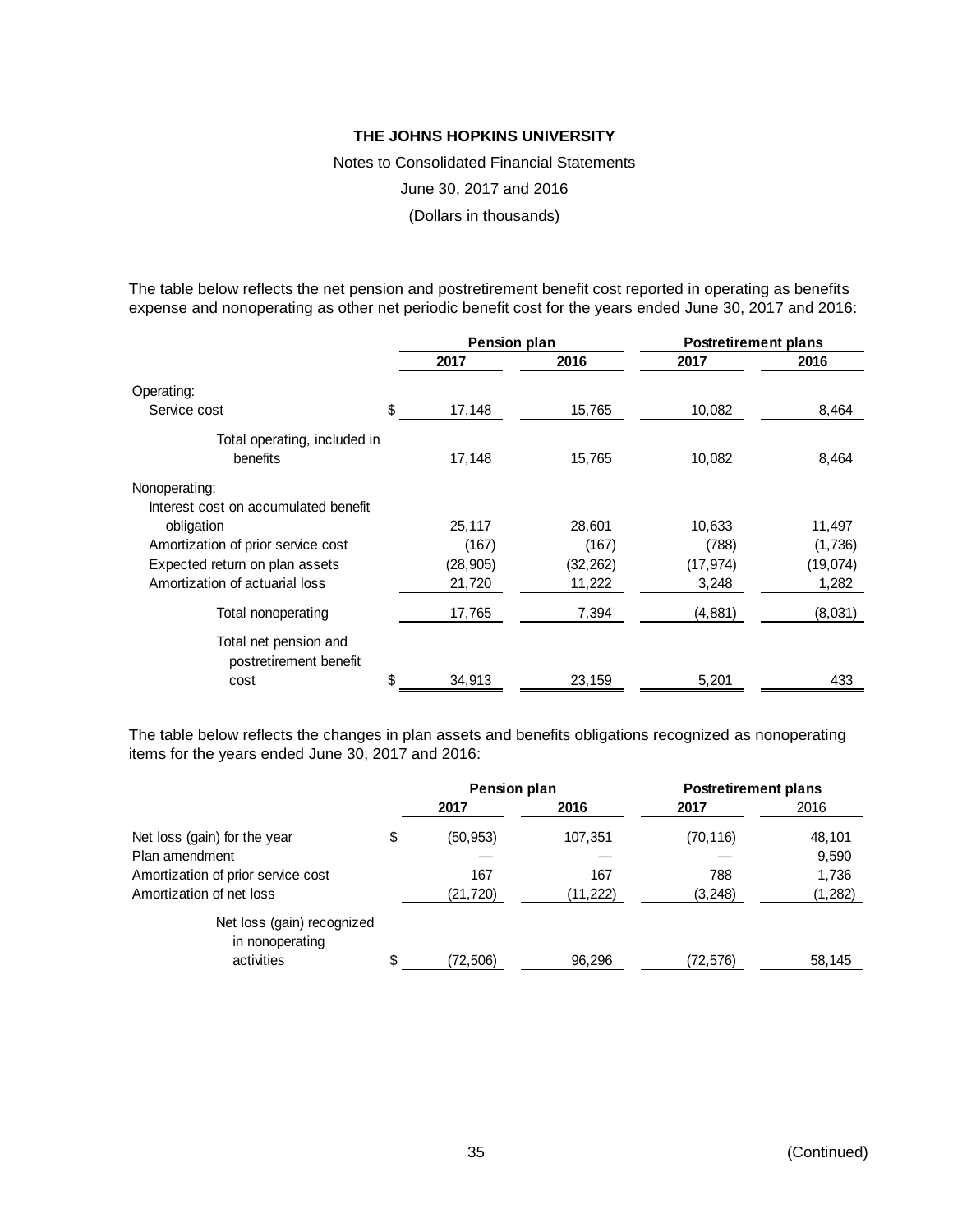**THE JOHNS HOPKINS UNIVERSITY**

Notes to Consolidated Financial Statements

June 30, 2017 and 2016

(Dollars in thousands)

The table below reflects the net pension and postretirement benefit cost reported in operating as benefits expense and nonoperating as other net periodic benefit cost for the years ended June 30, 2017 and 2016:

| | Pension plan | | Postretirement plans | |
|---|---|---|---|---|
| | **2017** | **2016** | **2017** | **2016** |
| Operating: | | | | |
| Service cost | $ 17,148 | 15,765 | 10,082 | 8,464 |
| Total operating, included in benefits | 17,148 | 15,765 | 10,082 | 8,464 |
| Nonoperating: | | | | |
| Interest cost on accumulated benefit obligation | 25,117 | 28,601 | 10,633 | 11,497 |
| Amortization of prior service cost | (167) | (167) | (788) | (1,736) |
| Expected return on plan assets | (28,905) | (32,262) | (17,974) | (19,074) |
| Amortization of actuarial loss | 21,720 | 11,222 | 3,248 | 1,282 |
| Total nonoperating | 17,765 | 7,394 | (4,881) | (8,031) |
| Total net pension and postretirement benefit cost | $ 34,913 | 23,159 | 5,201 | 433 |

The table below reflects the changes in plan assets and benefits obligations recognized as nonoperating items for the years ended June 30, 2017 and 2016:

| | Pension plan | | Postretirement plans | |
|---|---|---|---|---|
| | **2017** | **2016** | **2017** | 2016 |
| Net loss (gain) for the year | $ (50,953) | 107,351 | (70,116) | 48,101 |
| Plan amendment | — | — | — | 9,590 |
| Amortization of prior service cost | 167 | 167 | 788 | 1,736 |
| Amortization of net loss | (21,720) | (11,222) | (3,248) | (1,282) |
| Net loss (gain) recognized in nonoperating activities | $ (72,506) | 96,296 | (72,576) | 58,145 |

(Continued)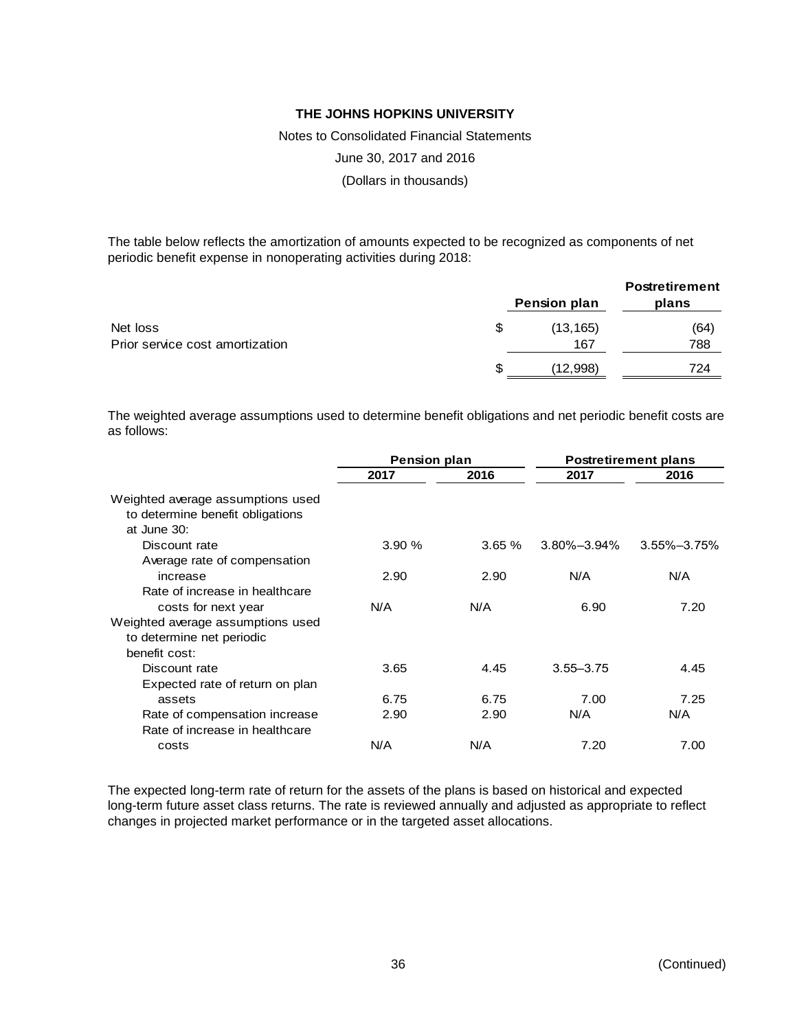# THE JOHNS HOPKINS UNIVERSITY

Notes to Consolidated Financial Statements

June 30, 2017 and 2016

(Dollars in thousands)

The table below reflects the amortization of amounts expected to be recognized as components of net periodic benefit expense in nonoperating activities during 2018:

| | Pension plan | Postretirement plans |
|---|---|---|
| Net loss | $ (13,165) | (64) |
| Prior service cost amortization | 167 | 788 |
| | $ (12,998) | 724 |

The weighted average assumptions used to determine benefit obligations and net periodic benefit costs are as follows:

| | Pension plan | | Postretirement plans | |
|---|---|---|---|---|
| | 2017 | 2016 | 2017 | 2016 |
| Weighted average assumptions used to determine benefit obligations at June 30: | | | | |
| Discount rate | 3.90 % | 3.65 % | 3.80%–3.94% | 3.55%–3.75% |
| Average rate of compensation increase | 2.90 | 2.90 | N/A | N/A |
| Rate of increase in healthcare costs for next year | N/A | N/A | 6.90 | 7.20 |
| Weighted average assumptions used to determine net periodic benefit cost: | | | | |
| Discount rate | 3.65 | 4.45 | 3.55–3.75 | 4.45 |
| Expected rate of return on plan assets | 6.75 | 6.75 | 7.00 | 7.25 |
| Rate of compensation increase | 2.90 | 2.90 | N/A | N/A |
| Rate of increase in healthcare costs | N/A | N/A | 7.20 | 7.00 |

The expected long-term rate of return for the assets of the plans is based on historical and expected long-term future asset class returns. The rate is reviewed annually and adjusted as appropriate to reflect changes in projected market performance or in the targeted asset allocations.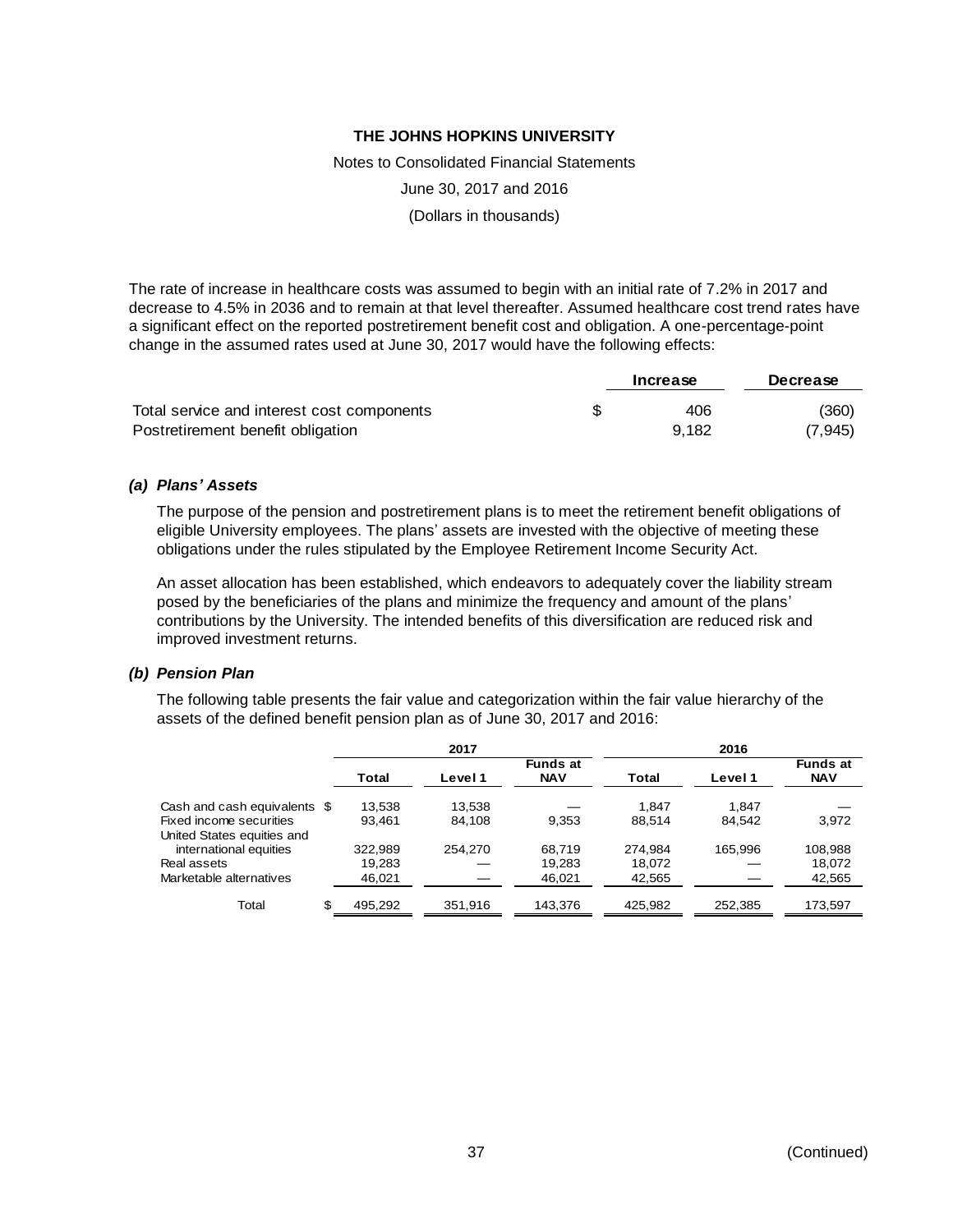# THE JOHNS HOPKINS UNIVERSITY

Notes to Consolidated Financial Statements

June 30, 2017 and 2016

(Dollars in thousands)

The rate of increase in healthcare costs was assumed to begin with an initial rate of 7.2% in 2017 and decrease to 4.5% in 2036 and to remain at that level thereafter. Assumed healthcare cost trend rates have a significant effect on the reported postretirement benefit cost and obligation. A one-percentage-point change in the assumed rates used at June 30, 2017 would have the following effects:

| | Increase | Decrease |
|---|---|---|
| Total service and interest cost components | $ 406 | (360) |
| Postretirement benefit obligation | 9,182 | (7,945) |

### *(a) Plans' Assets*

The purpose of the pension and postretirement plans is to meet the retirement benefit obligations of eligible University employees. The plans' assets are invested with the objective of meeting these obligations under the rules stipulated by the Employee Retirement Income Security Act.

An asset allocation has been established, which endeavors to adequately cover the liability stream posed by the beneficiaries of the plans and minimize the frequency and amount of the plans' contributions by the University. The intended benefits of this diversification are reduced risk and improved investment returns.

### *(b) Pension Plan*

The following table presents the fair value and categorization within the fair value hierarchy of the assets of the defined benefit pension plan as of June 30, 2017 and 2016:

| | 2017 | | | 2016 | | |
|---|---|---|---|---|---|---|
| | Total | Level 1 | Funds at NAV | Total | Level 1 | Funds at NAV |
| Cash and cash equivalents | $ 13,538 | 13,538 | — | 1,847 | 1,847 | — |
| Fixed income securities | 93,461 | 84,108 | 9,353 | 88,514 | 84,542 | 3,972 |
| United States equities and international equities | 322,989 | 254,270 | 68,719 | 274,984 | 165,996 | 108,988 |
| Real assets | 19,283 | — | 19,283 | 18,072 | — | 18,072 |
| Marketable alternatives | 46,021 | — | 46,021 | 42,565 | — | 42,565 |
| Total | $ 495,292 | 351,916 | 143,376 | 425,982 | 252,385 | 173,597 |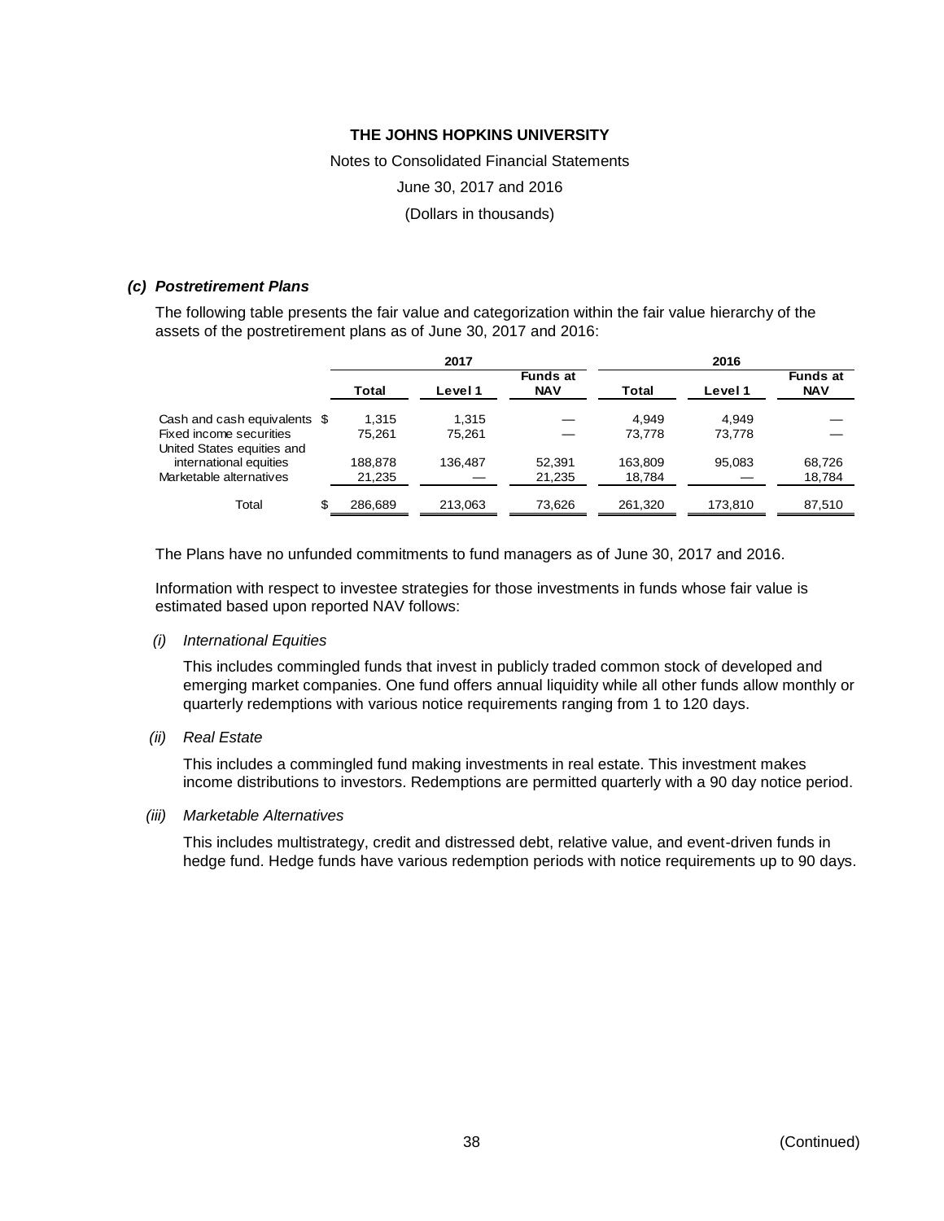### *(c) Postretirement Plans*

The following table presents the fair value and categorization within the fair value hierarchy of the assets of the postretirement plans as of June 30, 2017 and 2016:

| | 2017 | | | 2016 | | |
|---|---|---|---|---|---|---|
| | Total | Level 1 | Funds at NAV | Total | Level 1 | Funds at NAV |
| Cash and cash equivalents | $ 1,315 | 1,315 | — | 4,949 | 4,949 | — |
| Fixed income securities | 75,261 | 75,261 | — | 73,778 | 73,778 | — |
| United States equities and international equities | 188,878 | 136,487 | 52,391 | 163,809 | 95,083 | 68,726 |
| Marketable alternatives | 21,235 | — | 21,235 | 18,784 | — | 18,784 |
| Total | $ 286,689 | 213,063 | 73,626 | 261,320 | 173,810 | 87,510 |

The Plans have no unfunded commitments to fund managers as of June 30, 2017 and 2016.

Information with respect to investee strategies for those investments in funds whose fair value is estimated based upon reported NAV follows:

*(i) International Equities*

This includes commingled funds that invest in publicly traded common stock of developed and emerging market companies. One fund offers annual liquidity while all other funds allow monthly or quarterly redemptions with various notice requirements ranging from 1 to 120 days.

*(ii) Real Estate*

This includes a commingled fund making investments in real estate. This investment makes income distributions to investors. Redemptions are permitted quarterly with a 90 day notice period.

*(iii) Marketable Alternatives*

This includes multistrategy, credit and distressed debt, relative value, and event-driven funds in hedge fund. Hedge funds have various redemption periods with notice requirements up to 90 days.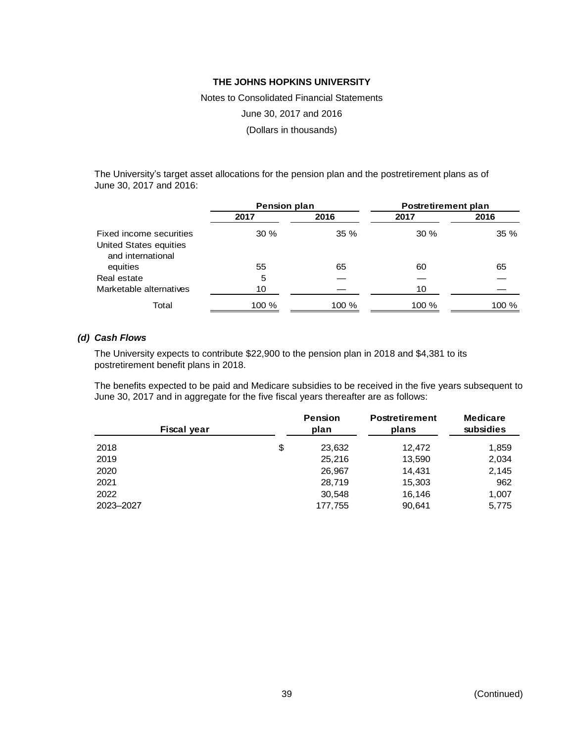The University's target asset allocations for the pension plan and the postretirement plans as of June 30, 2017 and 2016:

| | Pension plan | | Postretirement plan | |
|---|---|---|---|---|
| | 2017 | 2016 | 2017 | 2016 |
| Fixed income securities | 30 % | 35 % | 30 % | 35 % |
| United States equities and international equities | 55 | 65 | 60 | 65 |
| Real estate | 5 | — | — | — |
| Marketable alternatives | 10 | — | 10 | — |
| Total | 100 % | 100 % | 100 % | 100 % |

### *(d) Cash Flows*

The University expects to contribute $22,900 to the pension plan in 2018 and $4,381 to its postretirement benefit plans in 2018.

The benefits expected to be paid and Medicare subsidies to be received in the five years subsequent to June 30, 2017 and in aggregate for the five fiscal years thereafter are as follows:

| Fiscal year | Pension plan | Postretirement plans | Medicare subsidies |
|---|---|---|---|
| 2018 | $ 23,632 | 12,472 | 1,859 |
| 2019 | 25,216 | 13,590 | 2,034 |
| 2020 | 26,967 | 14,431 | 2,145 |
| 2021 | 28,719 | 15,303 | 962 |
| 2022 | 30,548 | 16,146 | 1,007 |
| 2023–2027 | 177,755 | 90,641 | 5,775 |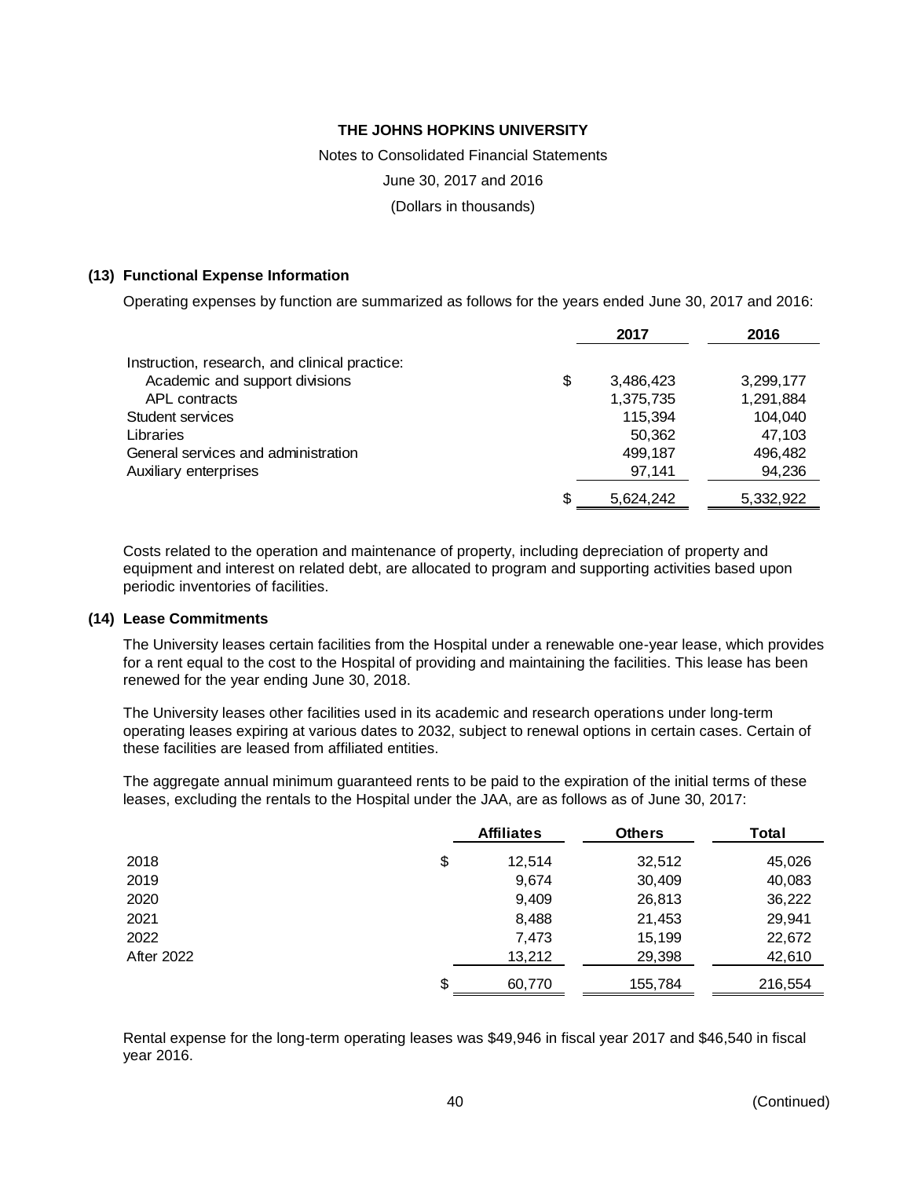## (13) Functional Expense Information

Operating expenses by function are summarized as follows for the years ended June 30, 2017 and 2016:

| | 2017 | 2016 |
|---|---|---|
| Instruction, research, and clinical practice: | | |
| Academic and support divisions | $ 3,486,423 | 3,299,177 |
| APL contracts | 1,375,735 | 1,291,884 |
| Student services | 115,394 | 104,040 |
| Libraries | 50,362 | 47,103 |
| General services and administration | 499,187 | 496,482 |
| Auxiliary enterprises | 97,141 | 94,236 |
| | $ 5,624,242 | 5,332,922 |

Costs related to the operation and maintenance of property, including depreciation of property and equipment and interest on related debt, are allocated to program and supporting activities based upon periodic inventories of facilities.

## (14) Lease Commitments

The University leases certain facilities from the Hospital under a renewable one-year lease, which provides for a rent equal to the cost to the Hospital of providing and maintaining the facilities. This lease has been renewed for the year ending June 30, 2018.

The University leases other facilities used in its academic and research operations under long-term operating leases expiring at various dates to 2032, subject to renewal options in certain cases. Certain of these facilities are leased from affiliated entities.

The aggregate annual minimum guaranteed rents to be paid to the expiration of the initial terms of these leases, excluding the rentals to the Hospital under the JAA, are as follows as of June 30, 2017:

| | Affiliates | Others | Total |
|---|---|---|---|
| 2018 | $ 12,514 | 32,512 | 45,026 |
| 2019 | 9,674 | 30,409 | 40,083 |
| 2020 | 9,409 | 26,813 | 36,222 |
| 2021 | 8,488 | 21,453 | 29,941 |
| 2022 | 7,473 | 15,199 | 22,672 |
| After 2022 | 13,212 | 29,398 | 42,610 |
| | $ 60,770 | 155,784 | 216,554 |

Rental expense for the long-term operating leases was $49,946 in fiscal year 2017 and $46,540 in fiscal year 2016.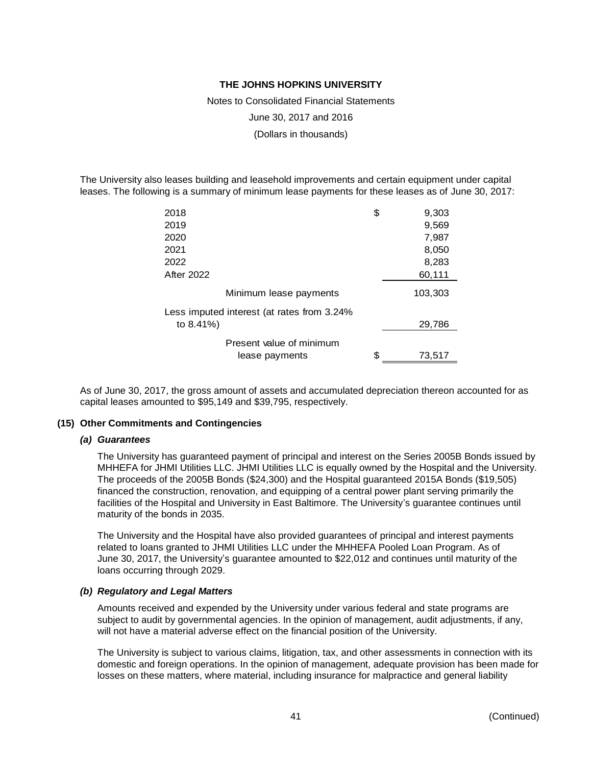The University also leases building and leasehold improvements and certain equipment under capital leases. The following is a summary of minimum lease payments for these leases as of June 30, 2017:

| | |
|---|---|
| 2018 | $ 9,303 |
| 2019 | 9,569 |
| 2020 | 7,987 |
| 2021 | 8,050 |
| 2022 | 8,283 |
| After 2022 | 60,111 |
| Minimum lease payments | 103,303 |
| Less imputed interest (at rates from 3.24% to 8.41%) | 29,786 |
| Present value of minimum lease payments | $ 73,517 |

As of June 30, 2017, the gross amount of assets and accumulated depreciation thereon accounted for as capital leases amounted to $95,149 and $39,795, respectively.

## (15) Other Commitments and Contingencies

### *(a) Guarantees*

The University has guaranteed payment of principal and interest on the Series 2005B Bonds issued by MHHEFA for JHMI Utilities LLC. JHMI Utilities LLC is equally owned by the Hospital and the University. The proceeds of the 2005B Bonds ($24,300) and the Hospital guaranteed 2015A Bonds ($19,505) financed the construction, renovation, and equipping of a central power plant serving primarily the facilities of the Hospital and University in East Baltimore. The University's guarantee continues until maturity of the bonds in 2035.

The University and the Hospital have also provided guarantees of principal and interest payments related to loans granted to JHMI Utilities LLC under the MHHEFA Pooled Loan Program. As of June 30, 2017, the University's guarantee amounted to $22,012 and continues until maturity of the loans occurring through 2029.

### *(b) Regulatory and Legal Matters*

Amounts received and expended by the University under various federal and state programs are subject to audit by governmental agencies. In the opinion of management, audit adjustments, if any, will not have a material adverse effect on the financial position of the University.

The University is subject to various claims, litigation, tax, and other assessments in connection with its domestic and foreign operations. In the opinion of management, adequate provision has been made for losses on these matters, where material, including insurance for malpractice and general liability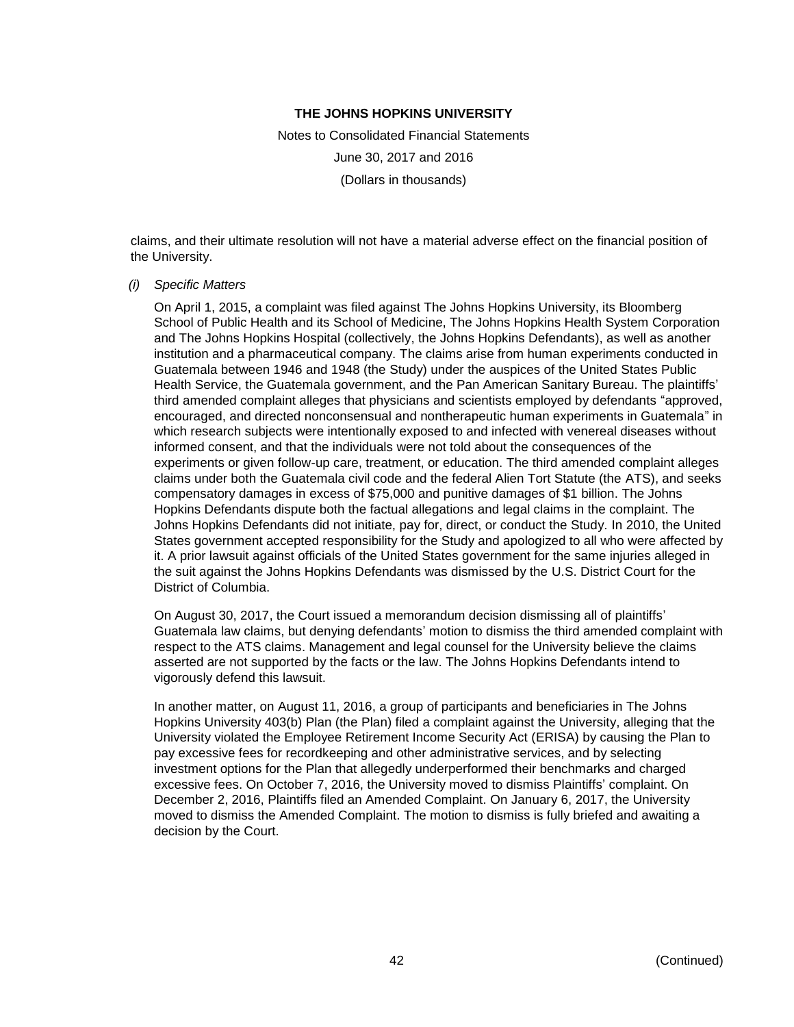claims, and their ultimate resolution will not have a material adverse effect on the financial position of the University.

*(i) Specific Matters*

On April 1, 2015, a complaint was filed against The Johns Hopkins University, its Bloomberg School of Public Health and its School of Medicine, The Johns Hopkins Health System Corporation and The Johns Hopkins Hospital (collectively, the Johns Hopkins Defendants), as well as another institution and a pharmaceutical company. The claims arise from human experiments conducted in Guatemala between 1946 and 1948 (the Study) under the auspices of the United States Public Health Service, the Guatemala government, and the Pan American Sanitary Bureau. The plaintiffs' third amended complaint alleges that physicians and scientists employed by defendants "approved, encouraged, and directed nonconsensual and nontherapeutic human experiments in Guatemala" in which research subjects were intentionally exposed to and infected with venereal diseases without informed consent, and that the individuals were not told about the consequences of the experiments or given follow-up care, treatment, or education. The third amended complaint alleges claims under both the Guatemala civil code and the federal Alien Tort Statute (the ATS), and seeks compensatory damages in excess of $75,000 and punitive damages of $1 billion. The Johns Hopkins Defendants dispute both the factual allegations and legal claims in the complaint. The Johns Hopkins Defendants did not initiate, pay for, direct, or conduct the Study. In 2010, the United States government accepted responsibility for the Study and apologized to all who were affected by it. A prior lawsuit against officials of the United States government for the same injuries alleged in the suit against the Johns Hopkins Defendants was dismissed by the U.S. District Court for the District of Columbia.

On August 30, 2017, the Court issued a memorandum decision dismissing all of plaintiffs' Guatemala law claims, but denying defendants' motion to dismiss the third amended complaint with respect to the ATS claims. Management and legal counsel for the University believe the claims asserted are not supported by the facts or the law. The Johns Hopkins Defendants intend to vigorously defend this lawsuit.

In another matter, on August 11, 2016, a group of participants and beneficiaries in The Johns Hopkins University 403(b) Plan (the Plan) filed a complaint against the University, alleging that the University violated the Employee Retirement Income Security Act (ERISA) by causing the Plan to pay excessive fees for recordkeeping and other administrative services, and by selecting investment options for the Plan that allegedly underperformed their benchmarks and charged excessive fees. On October 7, 2016, the University moved to dismiss Plaintiffs' complaint. On December 2, 2016, Plaintiffs filed an Amended Complaint. On January 6, 2017, the University moved to dismiss the Amended Complaint. The motion to dismiss is fully briefed and awaiting a decision by the Court.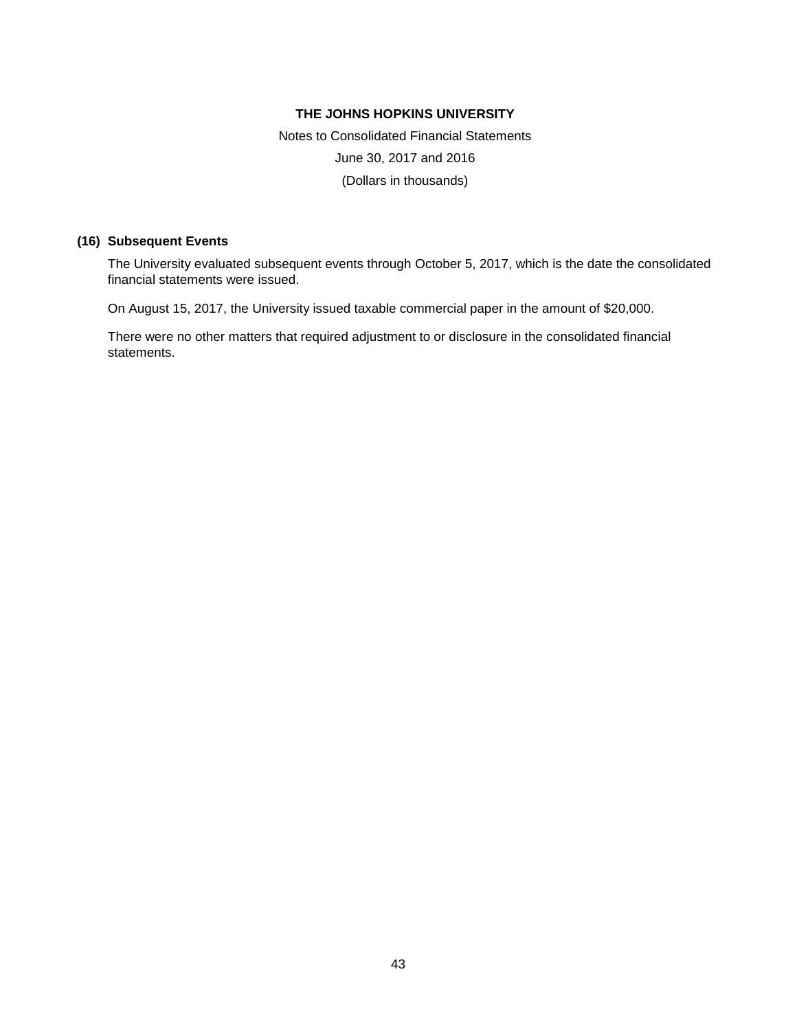**THE JOHNS HOPKINS UNIVERSITY**

Notes to Consolidated Financial Statements

June 30, 2017 and 2016

(Dollars in thousands)

## (16) Subsequent Events

The University evaluated subsequent events through October 5, 2017, which is the date the consolidated financial statements were issued.

On August 15, 2017, the University issued taxable commercial paper in the amount of $20,000.

There were no other matters that required adjustment to or disclosure in the consolidated financial statements.